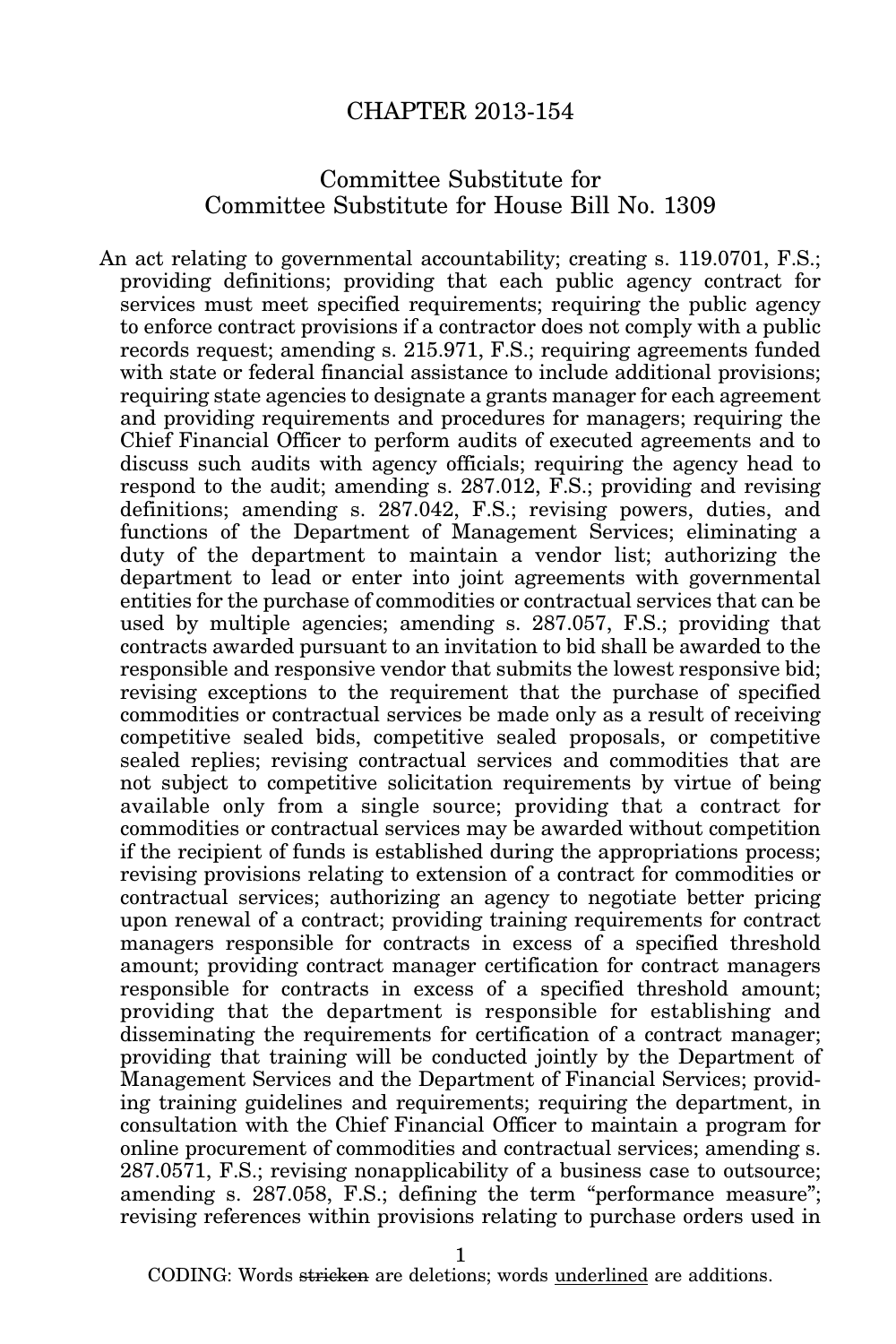# CHAPTER 2013-154

## Committee Substitute for Committee Substitute for House Bill No. 1309

An act relating to governmental accountability; creating s. 119.0701, F.S.; providing definitions; providing that each public agency contract for services must meet specified requirements; requiring the public agency to enforce contract provisions if a contractor does not comply with a public records request; amending s. 215.971, F.S.; requiring agreements funded with state or federal financial assistance to include additional provisions; requiring state agencies to designate a grants manager for each agreement and providing requirements and procedures for managers; requiring the Chief Financial Officer to perform audits of executed agreements and to discuss such audits with agency officials; requiring the agency head to respond to the audit; amending s. 287.012, F.S.; providing and revising definitions; amending s. 287.042, F.S.; revising powers, duties, and functions of the Department of Management Services; eliminating a duty of the department to maintain a vendor list; authorizing the department to lead or enter into joint agreements with governmental entities for the purchase of commodities or contractual services that can be used by multiple agencies; amending s. 287.057, F.S.; providing that contracts awarded pursuant to an invitation to bid shall be awarded to the responsible and responsive vendor that submits the lowest responsive bid; revising exceptions to the requirement that the purchase of specified commodities or contractual services be made only as a result of receiving competitive sealed bids, competitive sealed proposals, or competitive sealed replies; revising contractual services and commodities that are not subject to competitive solicitation requirements by virtue of being available only from a single source; providing that a contract for commodities or contractual services may be awarded without competition if the recipient of funds is established during the appropriations process; revising provisions relating to extension of a contract for commodities or contractual services; authorizing an agency to negotiate better pricing upon renewal of a contract; providing training requirements for contract managers responsible for contracts in excess of a specified threshold amount; providing contract manager certification for contract managers responsible for contracts in excess of a specified threshold amount; providing that the department is responsible for establishing and disseminating the requirements for certification of a contract manager; providing that training will be conducted jointly by the Department of Management Services and the Department of Financial Services; providing training guidelines and requirements; requiring the department, in consultation with the Chief Financial Officer to maintain a program for online procurement of commodities and contractual services; amending s. 287.0571, F.S.; revising nonapplicability of a business case to outsource; amending s. 287.058, F.S.; defining the term "performance measure"; revising references within provisions relating to purchase orders used in

CODING: Words ~~stricken~~ are deletions; words <u>underlined</u> are additions.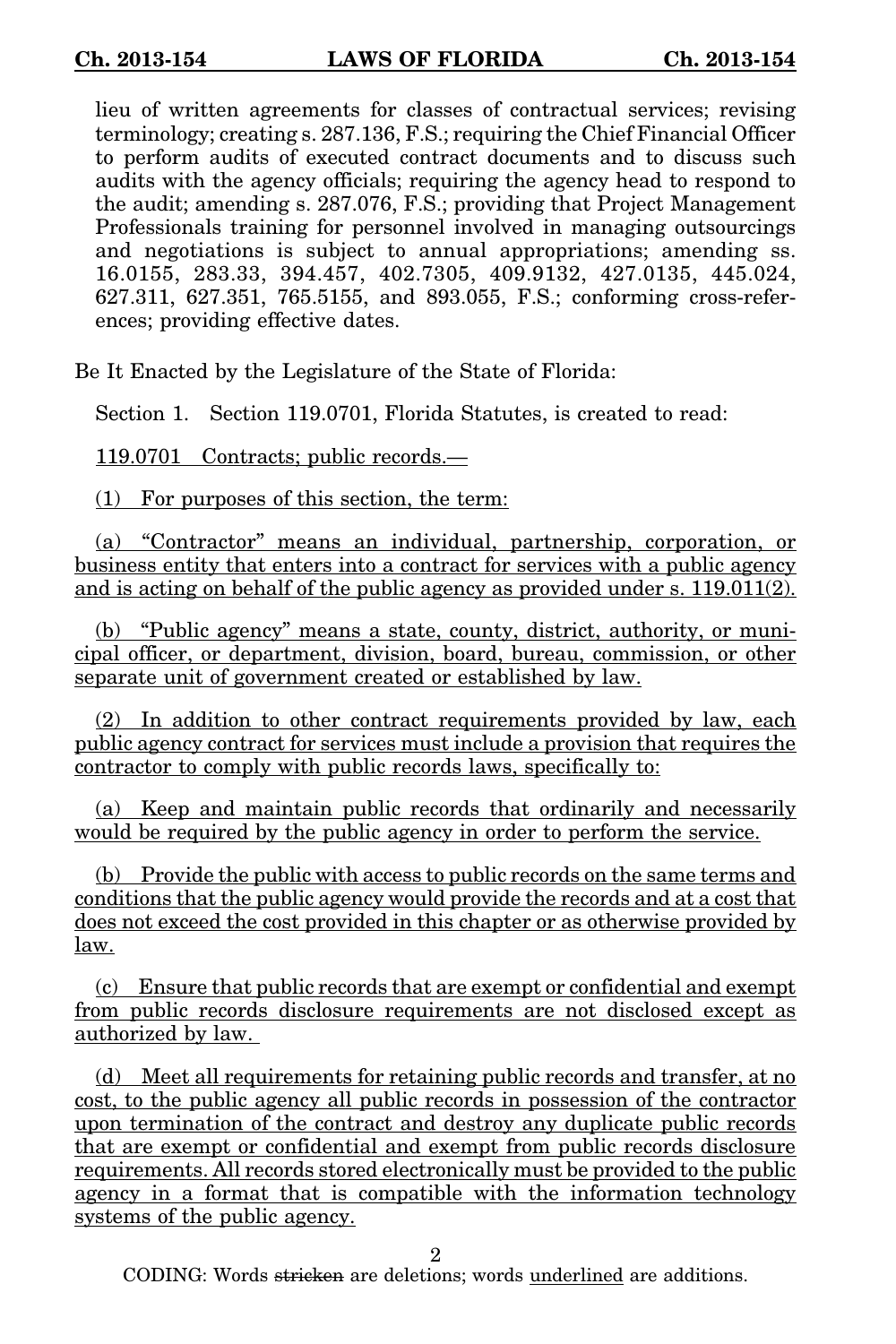lieu of written agreements for classes of contractual services; revising terminology; creating s. 287.136, F.S.; requiring the Chief Financial Officer to perform audits of executed contract documents and to discuss such audits with the agency officials; requiring the agency head to respond to the audit; amending s. 287.076, F.S.; providing that Project Management Professionals training for personnel involved in managing outsourcings and negotiations is subject to annual appropriations; amending ss. 16.0155, 283.33, 394.457, 402.7305, 409.9132, 427.0135, 445.024, 627.311, 627.351, 765.5155, and 893.055, F.S.; conforming cross-references; providing effective dates.

Be It Enacted by the Legislature of the State of Florida:

Section 1. Section 119.0701, Florida Statutes, is created to read:

119.0701 Contracts; public records.—

(1) For purposes of this section, the term:

(a) "Contractor" means an individual, partnership, corporation, or business entity that enters into a contract for services with a public agency and is acting on behalf of the public agency as provided under s. 119.011(2).

(b) "Public agency" means a state, county, district, authority, or municipal officer, or department, division, board, bureau, commission, or other separate unit of government created or established by law.

(2) In addition to other contract requirements provided by law, each public agency contract for services must include a provision that requires the contractor to comply with public records laws, specifically to:

(a) Keep and maintain public records that ordinarily and necessarily would be required by the public agency in order to perform the service.

(b) Provide the public with access to public records on the same terms and conditions that the public agency would provide the records and at a cost that does not exceed the cost provided in this chapter or as otherwise provided by law.

(c) Ensure that public records that are exempt or confidential and exempt from public records disclosure requirements are not disclosed except as authorized by law.

(d) Meet all requirements for retaining public records and transfer, at no cost, to the public agency all public records in possession of the contractor upon termination of the contract and destroy any duplicate public records that are exempt or confidential and exempt from public records disclosure requirements. All records stored electronically must be provided to the public agency in a format that is compatible with the information technology systems of the public agency.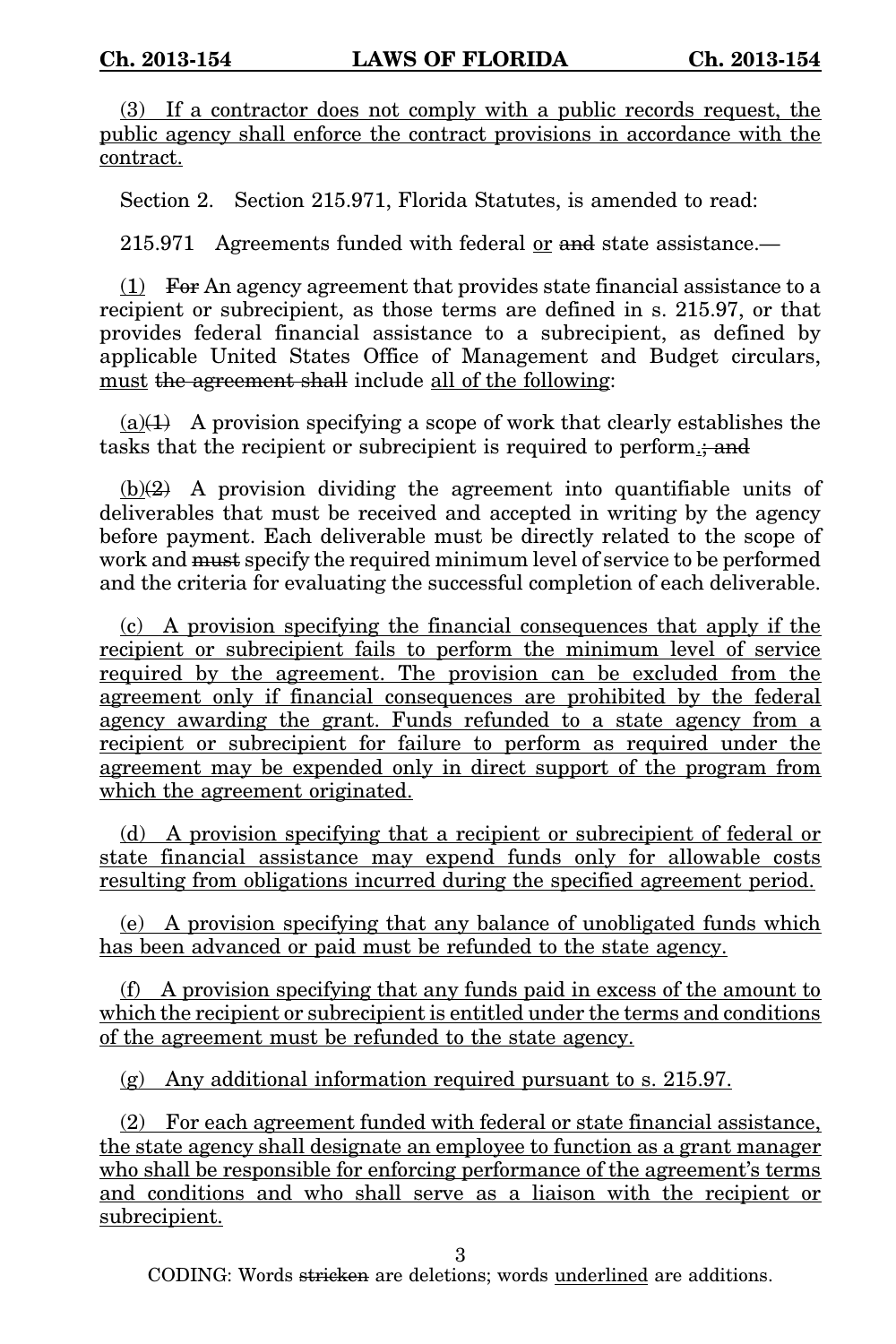<u>(3) If a contractor does not comply with a public records request, the public agency shall enforce the contract provisions in accordance with the contract.</u>

Section 2. Section 215.971, Florida Statutes, is amended to read:

215.971 Agreements funded with federal <u>or</u> ~~and~~ state assistance.—

<u>(1)</u> ~~For~~ An agency agreement that provides state financial assistance to a recipient or subrecipient, as those terms are defined in s. 215.97, or that provides federal financial assistance to a subrecipient, as defined by applicable United States Office of Management and Budget circulars, <u>must</u> ~~the agreement shall~~ include <u>all of the following</u>:

<u>(a)</u>~~(1)~~ A provision specifying a scope of work that clearly establishes the tasks that the recipient or subrecipient is required to perform<u>.</u>~~; and~~

<u>(b)</u>~~(2)~~ A provision dividing the agreement into quantifiable units of deliverables that must be received and accepted in writing by the agency before payment. Each deliverable must be directly related to the scope of work and ~~must~~ specify the required minimum level of service to be performed and the criteria for evaluating the successful completion of each deliverable.

<u>(c) A provision specifying the financial consequences that apply if the recipient or subrecipient fails to perform the minimum level of service required by the agreement. The provision can be excluded from the agreement only if financial consequences are prohibited by the federal agency awarding the grant. Funds refunded to a state agency from a recipient or subrecipient for failure to perform as required under the agreement may be expended only in direct support of the program from which the agreement originated.</u>

<u>(d) A provision specifying that a recipient or subrecipient of federal or state financial assistance may expend funds only for allowable costs resulting from obligations incurred during the specified agreement period.</u>

<u>(e) A provision specifying that any balance of unobligated funds which has been advanced or paid must be refunded to the state agency.</u>

<u>(f) A provision specifying that any funds paid in excess of the amount to which the recipient or subrecipient is entitled under the terms and conditions of the agreement must be refunded to the state agency.</u>

<u>(g) Any additional information required pursuant to s. 215.97.</u>

<u>(2) For each agreement funded with federal or state financial assistance, the state agency shall designate an employee to function as a grant manager who shall be responsible for enforcing performance of the agreement's terms and conditions and who shall serve as a liaison with the recipient or subrecipient.</u>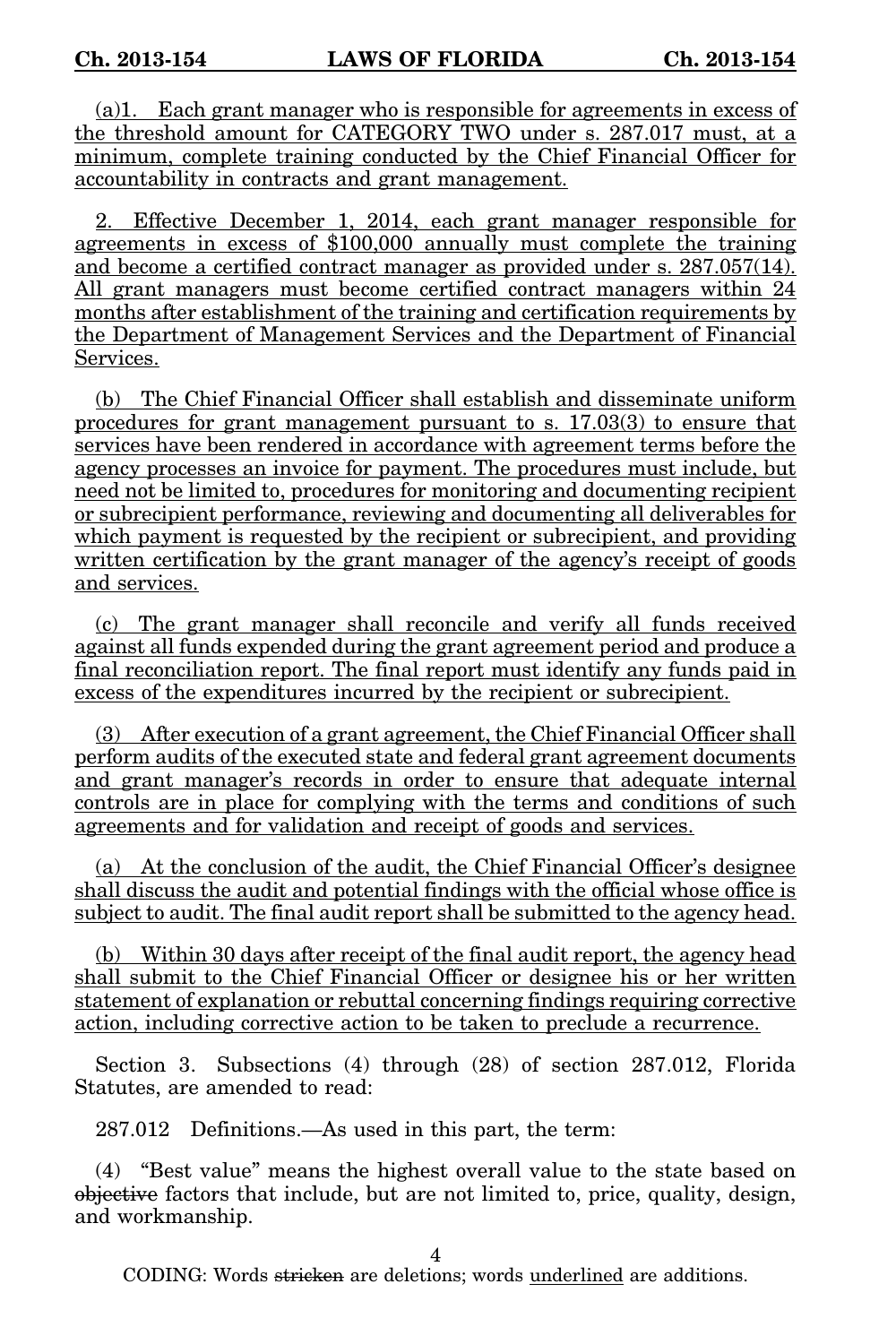(a)1. Each grant manager who is responsible for agreements in excess of the threshold amount for CATEGORY TWO under s. 287.017 must, at a minimum, complete training conducted by the Chief Financial Officer for accountability in contracts and grant management.

2. Effective December 1, 2014, each grant manager responsible for agreements in excess of $100,000 annually must complete the training and become a certified contract manager as provided under s. 287.057(14). All grant managers must become certified contract managers within 24 months after establishment of the training and certification requirements by the Department of Management Services and the Department of Financial Services.

(b) The Chief Financial Officer shall establish and disseminate uniform procedures for grant management pursuant to s. 17.03(3) to ensure that services have been rendered in accordance with agreement terms before the agency processes an invoice for payment. The procedures must include, but need not be limited to, procedures for monitoring and documenting recipient or subrecipient performance, reviewing and documenting all deliverables for which payment is requested by the recipient or subrecipient, and providing written certification by the grant manager of the agency's receipt of goods and services.

(c) The grant manager shall reconcile and verify all funds received against all funds expended during the grant agreement period and produce a final reconciliation report. The final report must identify any funds paid in excess of the expenditures incurred by the recipient or subrecipient.

(3) After execution of a grant agreement, the Chief Financial Officer shall perform audits of the executed state and federal grant agreement documents and grant manager's records in order to ensure that adequate internal controls are in place for complying with the terms and conditions of such agreements and for validation and receipt of goods and services.

(a) At the conclusion of the audit, the Chief Financial Officer's designee shall discuss the audit and potential findings with the official whose office is subject to audit. The final audit report shall be submitted to the agency head.

(b) Within 30 days after receipt of the final audit report, the agency head shall submit to the Chief Financial Officer or designee his or her written statement of explanation or rebuttal concerning findings requiring corrective action, including corrective action to be taken to preclude a recurrence.

Section 3. Subsections (4) through (28) of section 287.012, Florida Statutes, are amended to read:

287.012 Definitions.—As used in this part, the term:

(4) "Best value" means the highest overall value to the state based on ~~objective~~ factors that include, but are not limited to, price, quality, design, and workmanship.

CODING: Words ~~stricken~~ are deletions; words underlined are additions.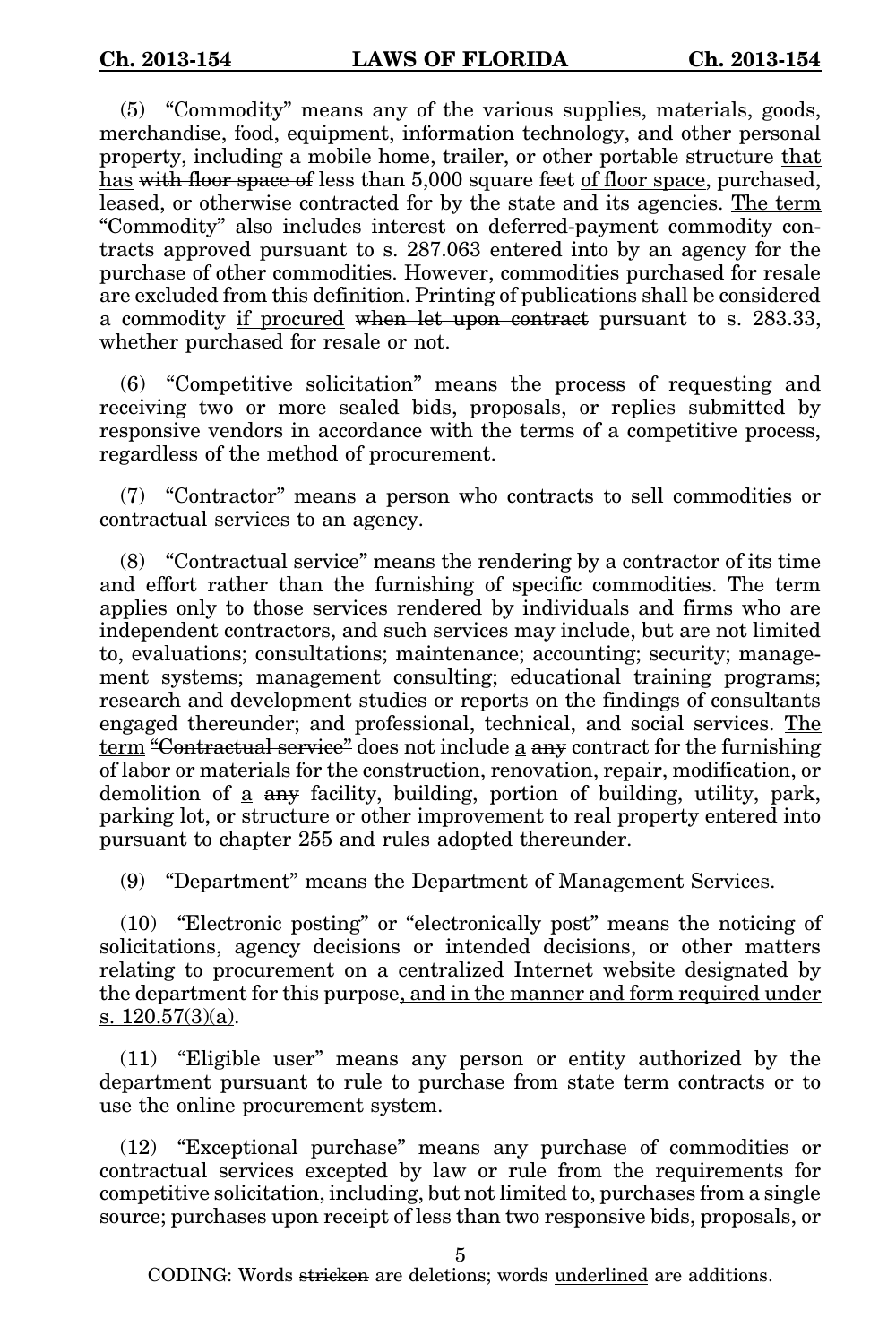(5) "Commodity" means any of the various supplies, materials, goods, merchandise, food, equipment, information technology, and other personal property, including a mobile home, trailer, or other portable structure <u>that has</u> ~~with floor space of~~ less than 5,000 square feet <u>of floor space</u>, purchased, leased, or otherwise contracted for by the state and its agencies. <u>The term</u> ~~"Commodity"~~ also includes interest on deferred-payment commodity contracts approved pursuant to s. 287.063 entered into by an agency for the purchase of other commodities. However, commodities purchased for resale are excluded from this definition. Printing of publications shall be considered a commodity <u>if procured</u> ~~when let upon contract~~ pursuant to s. 283.33, whether purchased for resale or not.

(6) "Competitive solicitation" means the process of requesting and receiving two or more sealed bids, proposals, or replies submitted by responsive vendors in accordance with the terms of a competitive process, regardless of the method of procurement.

(7) "Contractor" means a person who contracts to sell commodities or contractual services to an agency.

(8) "Contractual service" means the rendering by a contractor of its time and effort rather than the furnishing of specific commodities. The term applies only to those services rendered by individuals and firms who are independent contractors, and such services may include, but are not limited to, evaluations; consultations; maintenance; accounting; security; management systems; management consulting; educational training programs; research and development studies or reports on the findings of consultants engaged thereunder; and professional, technical, and social services. <u>The term</u> ~~"Contractual service"~~ does not include <u>a</u> ~~any~~ contract for the furnishing of labor or materials for the construction, renovation, repair, modification, or demolition of <u>a</u> ~~any~~ facility, building, portion of building, utility, park, parking lot, or structure or other improvement to real property entered into pursuant to chapter 255 and rules adopted thereunder.

(9) "Department" means the Department of Management Services.

(10) "Electronic posting" or "electronically post" means the noticing of solicitations, agency decisions or intended decisions, or other matters relating to procurement on a centralized Internet website designated by the department for this purpose<u>, and in the manner and form required under s. 120.57(3)(a)</u>.

(11) "Eligible user" means any person or entity authorized by the department pursuant to rule to purchase from state term contracts or to use the online procurement system.

(12) "Exceptional purchase" means any purchase of commodities or contractual services excepted by law or rule from the requirements for competitive solicitation, including, but not limited to, purchases from a single source; purchases upon receipt of less than two responsive bids, proposals, or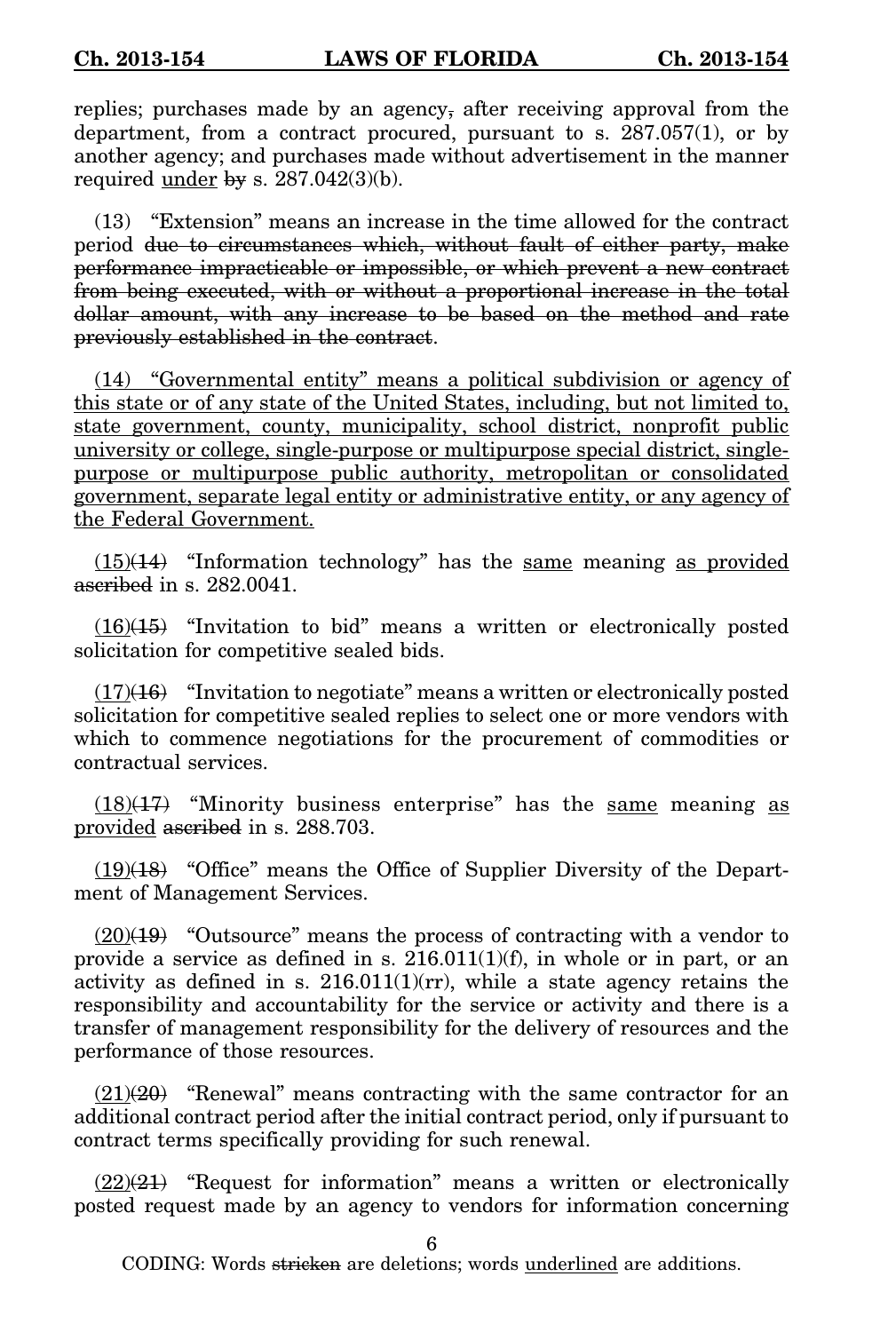replies; purchases made by an agency~~,~~ after receiving approval from the department, from a contract procured, pursuant to s. 287.057(1), or by another agency; and purchases made without advertisement in the manner required <u>under</u> ~~by~~ s. 287.042(3)(b).

(13) "Extension" means an increase in the time allowed for the contract period ~~due to circumstances which, without fault of either party, make performance impracticable or impossible, or which prevent a new contract from being executed, with or without a proportional increase in the total dollar amount, with any increase to be based on the method and rate previously established in the contract~~.

<u>(14) "Governmental entity" means a political subdivision or agency of this state or of any state of the United States, including, but not limited to, state government, county, municipality, school district, nonprofit public university or college, single-purpose or multipurpose special district, single-purpose or multipurpose public authority, metropolitan or consolidated government, separate legal entity or administrative entity, or any agency of the Federal Government.</u>

<u>(15)</u>~~(14)~~ "Information technology" has the <u>same</u> meaning <u>as provided</u> ~~ascribed~~ in s. 282.0041.

<u>(16)</u>~~(15)~~ "Invitation to bid" means a written or electronically posted solicitation for competitive sealed bids.

<u>(17)</u>~~(16)~~ "Invitation to negotiate" means a written or electronically posted solicitation for competitive sealed replies to select one or more vendors with which to commence negotiations for the procurement of commodities or contractual services.

<u>(18)</u>~~(17)~~ "Minority business enterprise" has the <u>same</u> meaning <u>as provided</u> ~~ascribed~~ in s. 288.703.

<u>(19)</u>~~(18)~~ "Office" means the Office of Supplier Diversity of the Department of Management Services.

<u>(20)</u>~~(19)~~ "Outsource" means the process of contracting with a vendor to provide a service as defined in s. 216.011(1)(f), in whole or in part, or an activity as defined in s. 216.011(1)(rr), while a state agency retains the responsibility and accountability for the service or activity and there is a transfer of management responsibility for the delivery of resources and the performance of those resources.

<u>(21)</u>~~(20)~~ "Renewal" means contracting with the same contractor for an additional contract period after the initial contract period, only if pursuant to contract terms specifically providing for such renewal.

<u>(22)</u>~~(21)~~ "Request for information" means a written or electronically posted request made by an agency to vendors for information concerning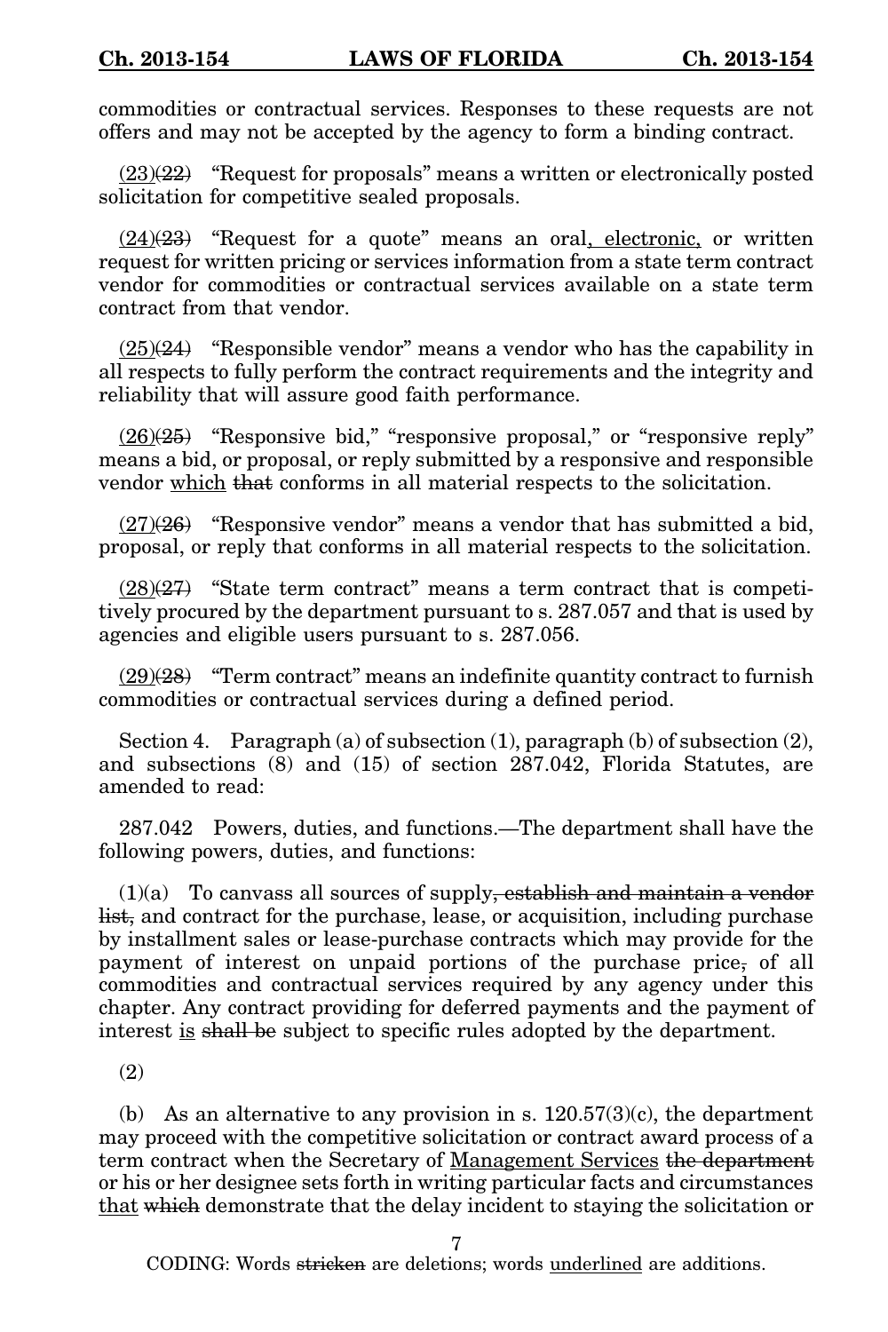commodities or contractual services. Responses to these requests are not offers and may not be accepted by the agency to form a binding contract.

<u>(23)</u>~~(22)~~ "Request for proposals" means a written or electronically posted solicitation for competitive sealed proposals.

<u>(24)</u>~~(23)~~ "Request for a quote" means an oral<u>, electronic,</u> or written request for written pricing or services information from a state term contract vendor for commodities or contractual services available on a state term contract from that vendor.

<u>(25)</u>~~(24)~~ "Responsible vendor" means a vendor who has the capability in all respects to fully perform the contract requirements and the integrity and reliability that will assure good faith performance.

<u>(26)</u>~~(25)~~ "Responsive bid," "responsive proposal," or "responsive reply" means a bid, or proposal, or reply submitted by a responsive and responsible vendor <u>which</u> ~~that~~ conforms in all material respects to the solicitation.

<u>(27)</u>~~(26)~~ "Responsive vendor" means a vendor that has submitted a bid, proposal, or reply that conforms in all material respects to the solicitation.

<u>(28)</u>~~(27)~~ "State term contract" means a term contract that is competitively procured by the department pursuant to s. 287.057 and that is used by agencies and eligible users pursuant to s. 287.056.

<u>(29)</u>~~(28)~~ "Term contract" means an indefinite quantity contract to furnish commodities or contractual services during a defined period.

Section 4. Paragraph (a) of subsection (1), paragraph (b) of subsection (2), and subsections (8) and (15) of section 287.042, Florida Statutes, are amended to read:

287.042 Powers, duties, and functions.—The department shall have the following powers, duties, and functions:

(1)(a) To canvass all sources of supply~~, establish and maintain a vendor list,~~ and contract for the purchase, lease, or acquisition, including purchase by installment sales or lease-purchase contracts which may provide for the payment of interest on unpaid portions of the purchase price~~,~~ of all commodities and contractual services required by any agency under this chapter. Any contract providing for deferred payments and the payment of interest <u>is</u> ~~shall be~~ subject to specific rules adopted by the department.

(2)

(b) As an alternative to any provision in s. 120.57(3)(c), the department may proceed with the competitive solicitation or contract award process of a term contract when the Secretary of <u>Management Services</u> ~~the department~~ or his or her designee sets forth in writing particular facts and circumstances <u>that</u> ~~which~~ demonstrate that the delay incident to staying the solicitation or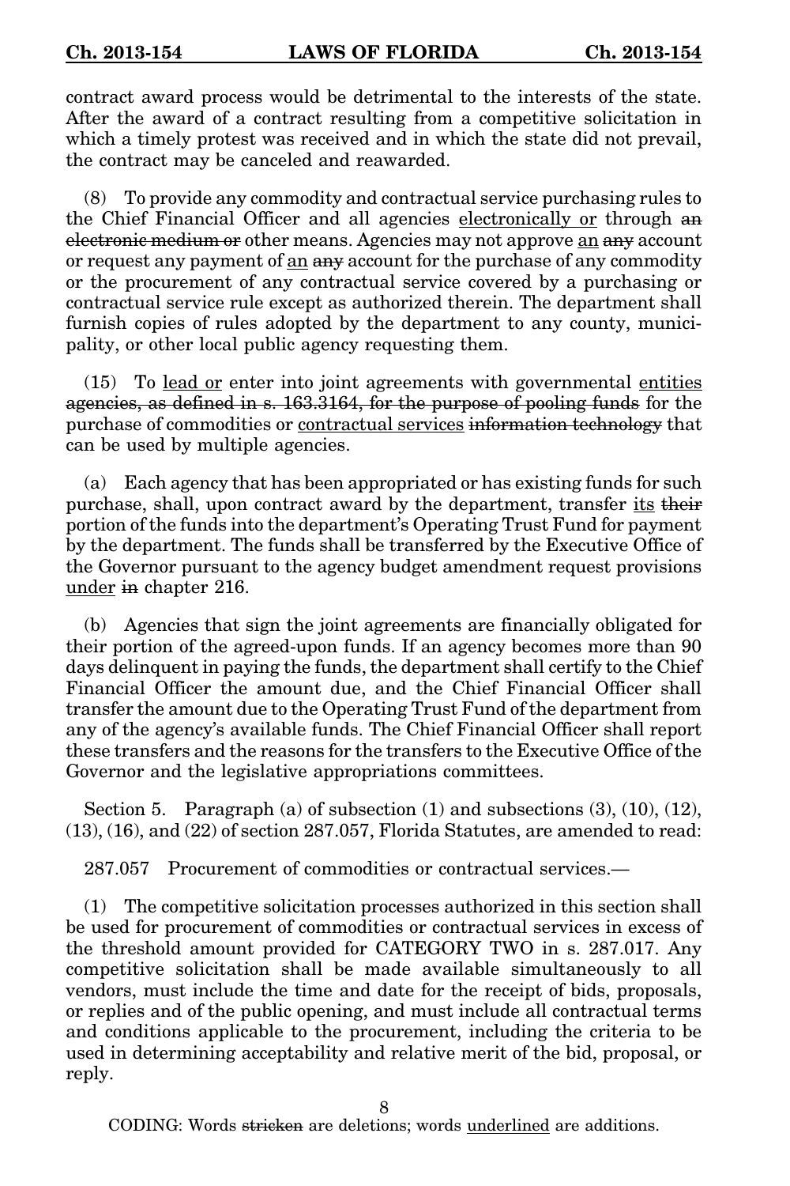contract award process would be detrimental to the interests of the state. After the award of a contract resulting from a competitive solicitation in which a timely protest was received and in which the state did not prevail, the contract may be canceled and reawarded.

(8) To provide any commodity and contractual service purchasing rules to the Chief Financial Officer and all agencies <u>electronically or</u> through ~~an electronic medium or~~ other means. Agencies may not approve <u>an</u> ~~any~~ account or request any payment of <u>an</u> ~~any~~ account for the purchase of any commodity or the procurement of any contractual service covered by a purchasing or contractual service rule except as authorized therein. The department shall furnish copies of rules adopted by the department to any county, municipality, or other local public agency requesting them.

(15) To <u>lead or</u> enter into joint agreements with governmental <u>entities</u> ~~agencies, as defined in s. 163.3164, for the purpose of pooling funds~~ for the purchase of commodities or <u>contractual services</u> ~~information technology~~ that can be used by multiple agencies.

(a) Each agency that has been appropriated or has existing funds for such purchase, shall, upon contract award by the department, transfer <u>its</u> ~~their~~ portion of the funds into the department's Operating Trust Fund for payment by the department. The funds shall be transferred by the Executive Office of the Governor pursuant to the agency budget amendment request provisions <u>under</u> ~~in~~ chapter 216.

(b) Agencies that sign the joint agreements are financially obligated for their portion of the agreed-upon funds. If an agency becomes more than 90 days delinquent in paying the funds, the department shall certify to the Chief Financial Officer the amount due, and the Chief Financial Officer shall transfer the amount due to the Operating Trust Fund of the department from any of the agency's available funds. The Chief Financial Officer shall report these transfers and the reasons for the transfers to the Executive Office of the Governor and the legislative appropriations committees.

Section 5. Paragraph (a) of subsection (1) and subsections (3), (10), (12), (13), (16), and (22) of section 287.057, Florida Statutes, are amended to read:

287.057 Procurement of commodities or contractual services.—

(1) The competitive solicitation processes authorized in this section shall be used for procurement of commodities or contractual services in excess of the threshold amount provided for CATEGORY TWO in s. 287.017. Any competitive solicitation shall be made available simultaneously to all vendors, must include the time and date for the receipt of bids, proposals, or replies and of the public opening, and must include all contractual terms and conditions applicable to the procurement, including the criteria to be used in determining acceptability and relative merit of the bid, proposal, or reply.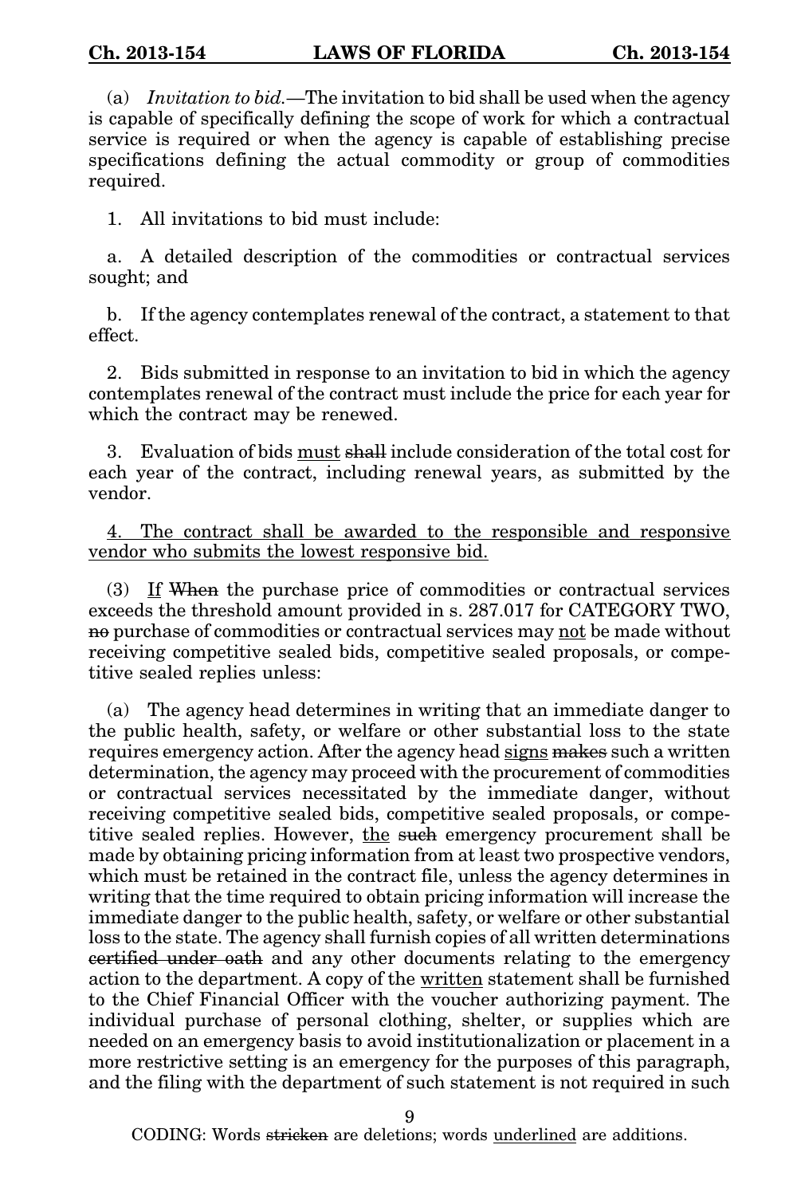(a) *Invitation to bid.*—The invitation to bid shall be used when the agency is capable of specifically defining the scope of work for which a contractual service is required or when the agency is capable of establishing precise specifications defining the actual commodity or group of commodities required.

1. All invitations to bid must include:

a. A detailed description of the commodities or contractual services sought; and

b. If the agency contemplates renewal of the contract, a statement to that effect.

2. Bids submitted in response to an invitation to bid in which the agency contemplates renewal of the contract must include the price for each year for which the contract may be renewed.

3. Evaluation of bids <u>must</u> ~~shall~~ include consideration of the total cost for each year of the contract, including renewal years, as submitted by the vendor.

<u>4. The contract shall be awarded to the responsible and responsive vendor who submits the lowest responsive bid.</u>

(3) <u>If</u> ~~When~~ the purchase price of commodities or contractual services exceeds the threshold amount provided in s. 287.017 for CATEGORY TWO, ~~no~~ purchase of commodities or contractual services may <u>not</u> be made without receiving competitive sealed bids, competitive sealed proposals, or competitive sealed replies unless:

(a) The agency head determines in writing that an immediate danger to the public health, safety, or welfare or other substantial loss to the state requires emergency action. After the agency head <u>signs</u> ~~makes~~ such a written determination, the agency may proceed with the procurement of commodities or contractual services necessitated by the immediate danger, without receiving competitive sealed bids, competitive sealed proposals, or competitive sealed replies. However, <u>the</u> ~~such~~ emergency procurement shall be made by obtaining pricing information from at least two prospective vendors, which must be retained in the contract file, unless the agency determines in writing that the time required to obtain pricing information will increase the immediate danger to the public health, safety, or welfare or other substantial loss to the state. The agency shall furnish copies of all written determinations ~~certified under oath~~ and any other documents relating to the emergency action to the department. A copy of the <u>written</u> statement shall be furnished to the Chief Financial Officer with the voucher authorizing payment. The individual purchase of personal clothing, shelter, or supplies which are needed on an emergency basis to avoid institutionalization or placement in a more restrictive setting is an emergency for the purposes of this paragraph, and the filing with the department of such statement is not required in such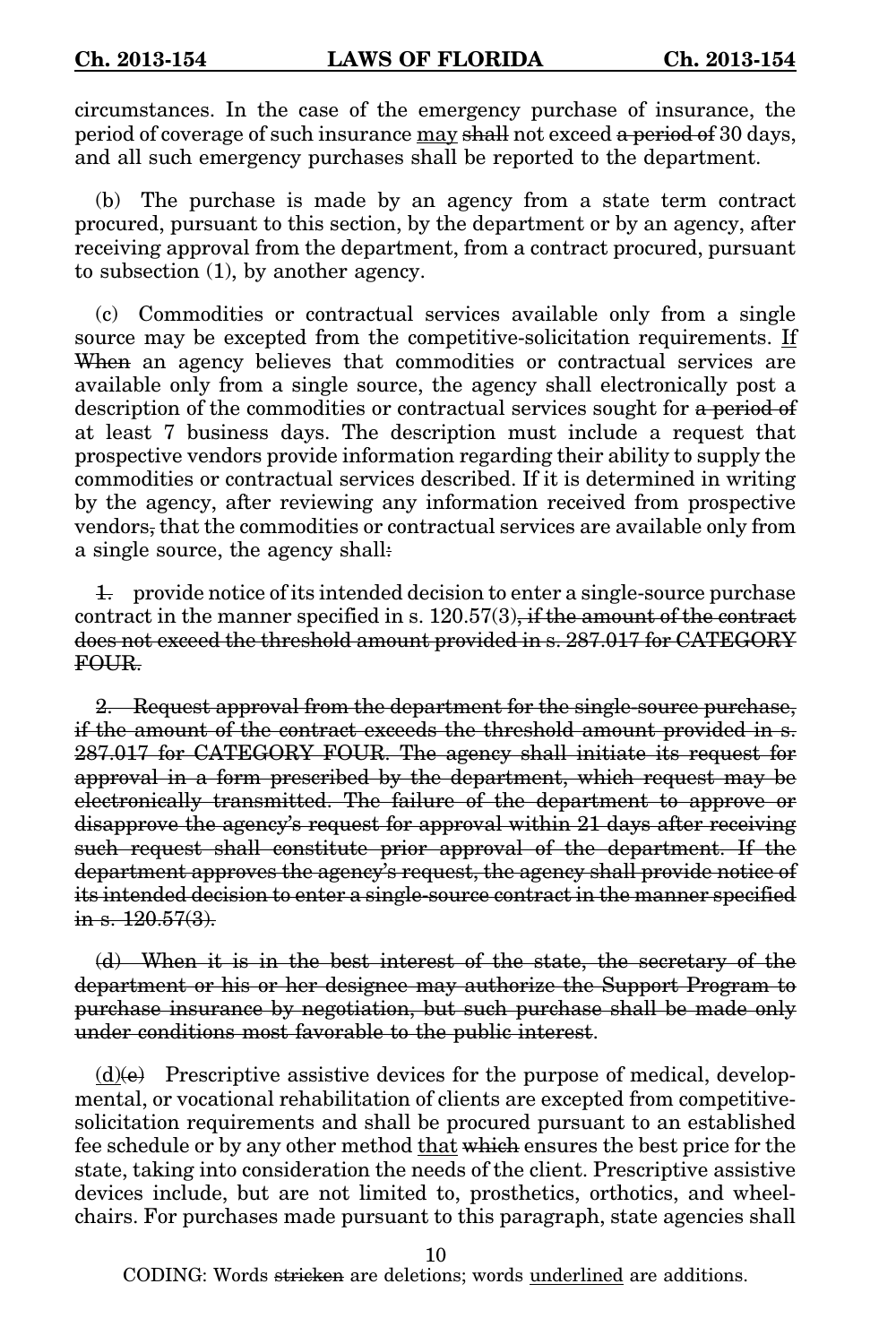circumstances. In the case of the emergency purchase of insurance, the period of coverage of such insurance <u>may</u> ~~shall~~ not exceed ~~a period of~~ 30 days, and all such emergency purchases shall be reported to the department.

(b) The purchase is made by an agency from a state term contract procured, pursuant to this section, by the department or by an agency, after receiving approval from the department, from a contract procured, pursuant to subsection (1), by another agency.

(c) Commodities or contractual services available only from a single source may be excepted from the competitive-solicitation requirements. <u>If</u> ~~When~~ an agency believes that commodities or contractual services are available only from a single source, the agency shall electronically post a description of the commodities or contractual services sought for ~~a period of~~ at least 7 business days. The description must include a request that prospective vendors provide information regarding their ability to supply the commodities or contractual services described. If it is determined in writing by the agency, after reviewing any information received from prospective vendors~~,~~ that the commodities or contractual services are available only from a single source, the agency shall~~:~~

~~1.~~ provide notice of its intended decision to enter a single-source purchase contract in the manner specified in s. 120.57(3)~~, if the amount of the contract does not exceed the threshold amount provided in s. 287.017 for CATEGORY FOUR.~~

~~2. Request approval from the department for the single-source purchase, if the amount of the contract exceeds the threshold amount provided in s. 287.017 for CATEGORY FOUR. The agency shall initiate its request for approval in a form prescribed by the department, which request may be electronically transmitted. The failure of the department to approve or disapprove the agency's request for approval within 21 days after receiving such request shall constitute prior approval of the department. If the department approves the agency's request, the agency shall provide notice of its intended decision to enter a single-source contract in the manner specified in s. 120.57(3).~~

~~(d) When it is in the best interest of the state, the secretary of the department or his or her designee may authorize the Support Program to purchase insurance by negotiation, but such purchase shall be made only under conditions most favorable to the public interest~~.

<u>(d)</u>~~(e)~~ Prescriptive assistive devices for the purpose of medical, developmental, or vocational rehabilitation of clients are excepted from competitive-solicitation requirements and shall be procured pursuant to an established fee schedule or by any other method <u>that</u> ~~which~~ ensures the best price for the state, taking into consideration the needs of the client. Prescriptive assistive devices include, but are not limited to, prosthetics, orthotics, and wheelchairs. For purchases made pursuant to this paragraph, state agencies shall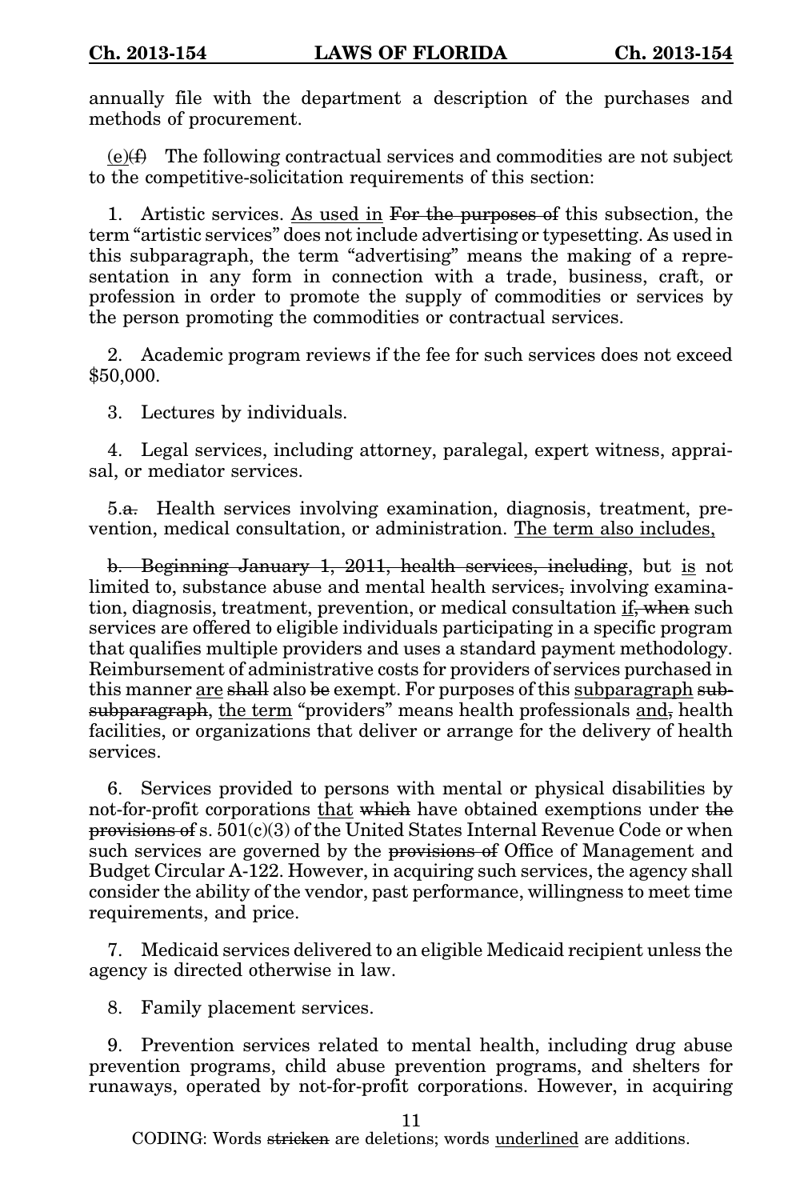annually file with the department a description of the purchases and methods of procurement.

<u>(e)</u>~~(f)~~ The following contractual services and commodities are not subject to the competitive-solicitation requirements of this section:

1. Artistic services. <u>As used in</u> ~~For the purposes of~~ this subsection, the term "artistic services" does not include advertising or typesetting. As used in this subparagraph, the term "advertising" means the making of a representation in any form in connection with a trade, business, craft, or profession in order to promote the supply of commodities or services by the person promoting the commodities or contractual services.

2. Academic program reviews if the fee for such services does not exceed $50,000.

3. Lectures by individuals.

4. Legal services, including attorney, paralegal, expert witness, appraisal, or mediator services.

5.~~a.~~ Health services involving examination, diagnosis, treatment, prevention, medical consultation, or administration. <u>The term also includes,</u>

~~b. Beginning January 1, 2011, health services, including~~, but <u>is</u> not limited to, substance abuse and mental health services~~,~~ involving examination, diagnosis, treatment, prevention, or medical consultation <u>if</u>~~, when~~ such services are offered to eligible individuals participating in a specific program that qualifies multiple providers and uses a standard payment methodology. Reimbursement of administrative costs for providers of services purchased in this manner <u>are</u> ~~shall~~ also ~~be~~ exempt. For purposes of this <u>subparagraph</u> ~~sub-subparagraph~~, <u>the term</u> "providers" means health professionals <u>and</u>~~,~~ health facilities, or organizations that deliver or arrange for the delivery of health services.

6. Services provided to persons with mental or physical disabilities by not-for-profit corporations <u>that</u> ~~which~~ have obtained exemptions under ~~the provisions of~~ s. 501(c)(3) of the United States Internal Revenue Code or when such services are governed by the ~~provisions of~~ Office of Management and Budget Circular A-122. However, in acquiring such services, the agency shall consider the ability of the vendor, past performance, willingness to meet time requirements, and price.

7. Medicaid services delivered to an eligible Medicaid recipient unless the agency is directed otherwise in law.

8. Family placement services.

9. Prevention services related to mental health, including drug abuse prevention programs, child abuse prevention programs, and shelters for runaways, operated by not-for-profit corporations. However, in acquiring

CODING: Words ~~stricken~~ are deletions; words <u>underlined</u> are additions.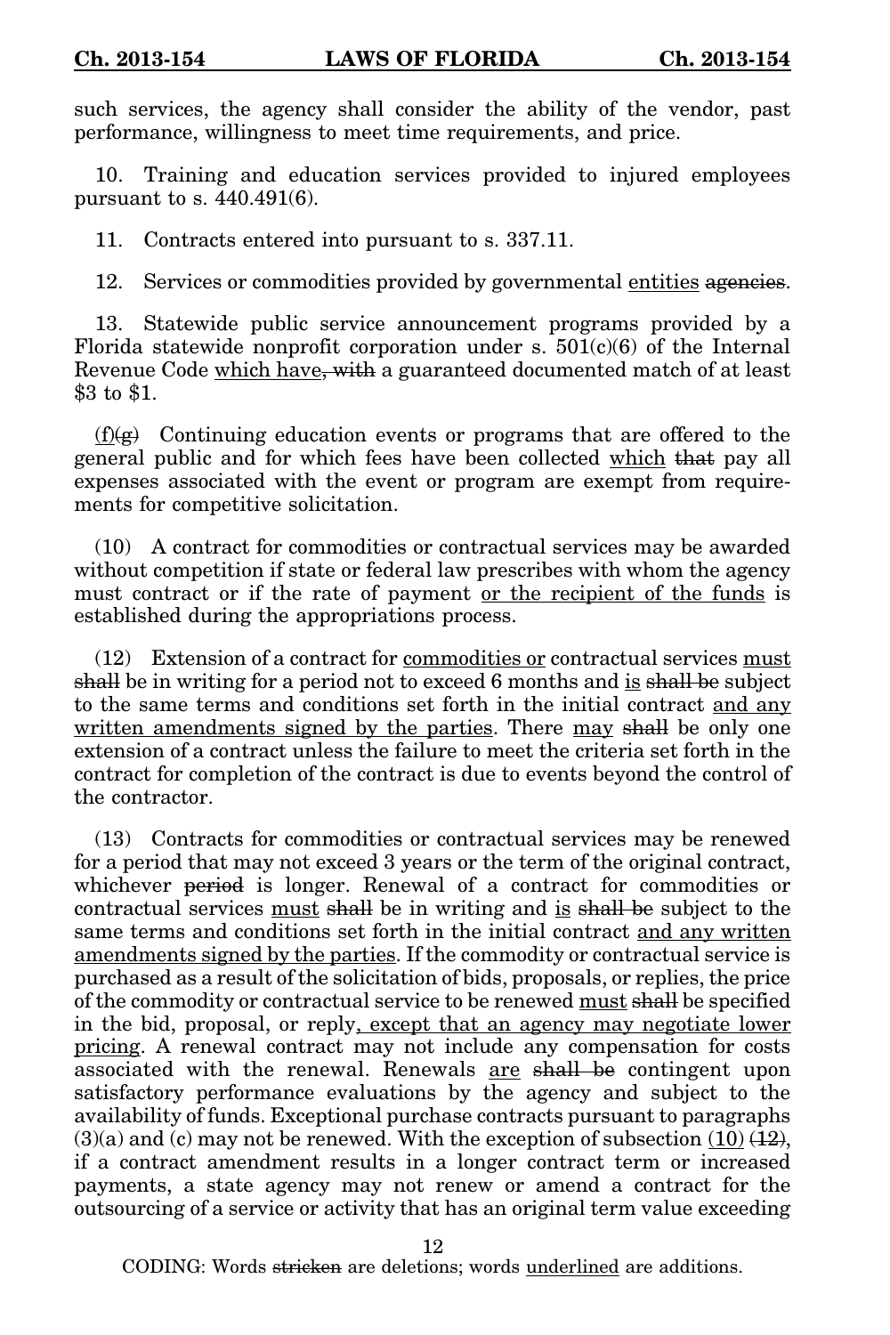such services, the agency shall consider the ability of the vendor, past performance, willingness to meet time requirements, and price.

10. Training and education services provided to injured employees pursuant to s. 440.491(6).

11. Contracts entered into pursuant to s. 337.11.

12. Services or commodities provided by governmental <u>entities</u> ~~agencies~~.

13. Statewide public service announcement programs provided by a Florida statewide nonprofit corporation under s. 501(c)(6) of the Internal Revenue Code <u>which have</u>~~, with~~ a guaranteed documented match of at least $3 to $1.

<u>(f)</u>~~(g)~~ Continuing education events or programs that are offered to the general public and for which fees have been collected <u>which</u> ~~that~~ pay all expenses associated with the event or program are exempt from requirements for competitive solicitation.

(10) A contract for commodities or contractual services may be awarded without competition if state or federal law prescribes with whom the agency must contract or if the rate of payment <u>or the recipient of the funds</u> is established during the appropriations process.

(12) Extension of a contract for <u>commodities or</u> contractual services <u>must</u> ~~shall~~ be in writing for a period not to exceed 6 months and <u>is</u> ~~shall be~~ subject to the same terms and conditions set forth in the initial contract <u>and any written amendments signed by the parties</u>. There <u>may</u> ~~shall~~ be only one extension of a contract unless the failure to meet the criteria set forth in the contract for completion of the contract is due to events beyond the control of the contractor.

(13) Contracts for commodities or contractual services may be renewed for a period that may not exceed 3 years or the term of the original contract, whichever ~~period~~ is longer. Renewal of a contract for commodities or contractual services <u>must</u> ~~shall~~ be in writing and <u>is</u> ~~shall be~~ subject to the same terms and conditions set forth in the initial contract <u>and any written amendments signed by the parties</u>. If the commodity or contractual service is purchased as a result of the solicitation of bids, proposals, or replies, the price of the commodity or contractual service to be renewed <u>must</u> ~~shall~~ be specified in the bid, proposal, or reply<u>, except that an agency may negotiate lower pricing</u>. A renewal contract may not include any compensation for costs associated with the renewal. Renewals <u>are</u> ~~shall be~~ contingent upon satisfactory performance evaluations by the agency and subject to the availability of funds. Exceptional purchase contracts pursuant to paragraphs (3)(a) and (c) may not be renewed. With the exception of subsection <u>(10)</u> ~~(12)~~, if a contract amendment results in a longer contract term or increased payments, a state agency may not renew or amend a contract for the outsourcing of a service or activity that has an original term value exceeding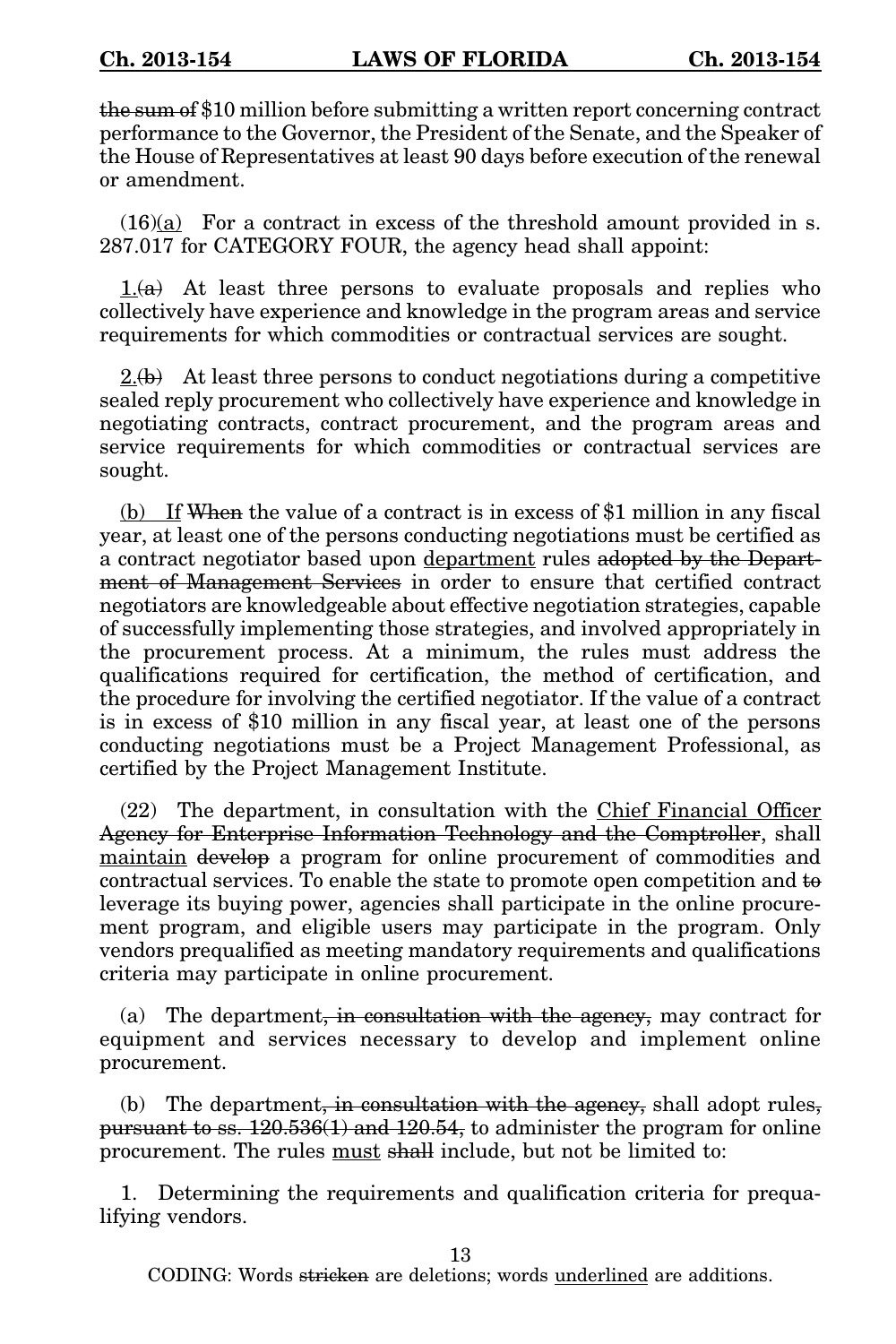~~the sum of~~ $10 million before submitting a written report concerning contract performance to the Governor, the President of the Senate, and the Speaker of the House of Representatives at least 90 days before execution of the renewal or amendment.

(16)<u>(a)</u> For a contract in excess of the threshold amount provided in s. 287.017 for CATEGORY FOUR, the agency head shall appoint:

<u>1.</u>~~(a)~~ At least three persons to evaluate proposals and replies who collectively have experience and knowledge in the program areas and service requirements for which commodities or contractual services are sought.

<u>2.</u>~~(b)~~ At least three persons to conduct negotiations during a competitive sealed reply procurement who collectively have experience and knowledge in negotiating contracts, contract procurement, and the program areas and service requirements for which commodities or contractual services are sought.

<u>(b) If</u> ~~When~~ the value of a contract is in excess of $1 million in any fiscal year, at least one of the persons conducting negotiations must be certified as a contract negotiator based upon <u>department</u> rules ~~adopted by the Department of Management Services~~ in order to ensure that certified contract negotiators are knowledgeable about effective negotiation strategies, capable of successfully implementing those strategies, and involved appropriately in the procurement process. At a minimum, the rules must address the qualifications required for certification, the method of certification, and the procedure for involving the certified negotiator. If the value of a contract is in excess of $10 million in any fiscal year, at least one of the persons conducting negotiations must be a Project Management Professional, as certified by the Project Management Institute.

(22) The department, in consultation with the <u>Chief Financial Officer</u> ~~Agency for Enterprise Information Technology and the Comptroller~~, shall <u>maintain</u> ~~develop~~ a program for online procurement of commodities and contractual services. To enable the state to promote open competition and ~~to~~ leverage its buying power, agencies shall participate in the online procurement program, and eligible users may participate in the program. Only vendors prequalified as meeting mandatory requirements and qualifications criteria may participate in online procurement.

(a) The department~~, in consultation with the agency,~~ may contract for equipment and services necessary to develop and implement online procurement.

(b) The department~~, in consultation with the agency,~~ shall adopt rules~~, pursuant to ss. 120.536(1) and 120.54,~~ to administer the program for online procurement. The rules <u>must</u> ~~shall~~ include, but not be limited to:

1. Determining the requirements and qualification criteria for prequalifying vendors.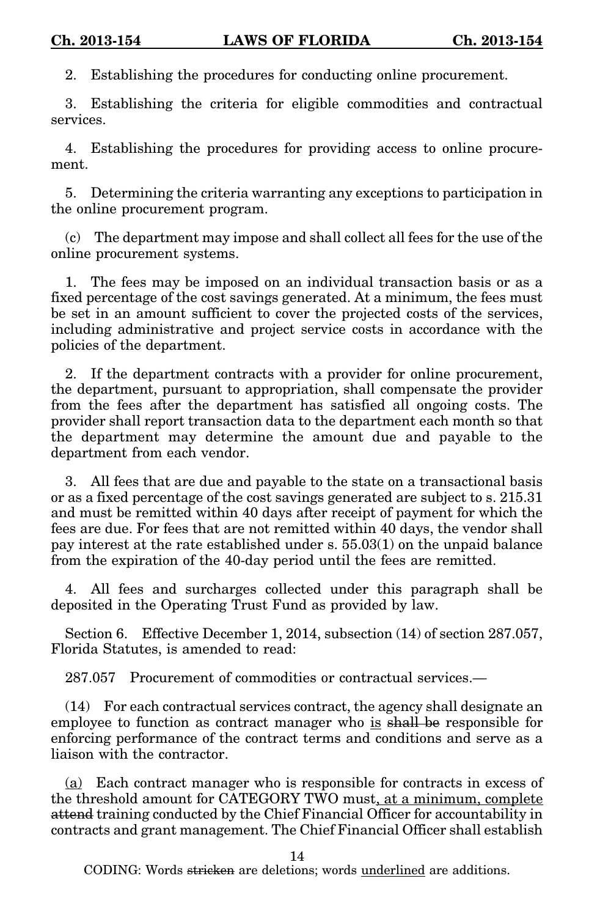2. Establishing the procedures for conducting online procurement.

3. Establishing the criteria for eligible commodities and contractual services.

4. Establishing the procedures for providing access to online procurement.

5. Determining the criteria warranting any exceptions to participation in the online procurement program.

(c) The department may impose and shall collect all fees for the use of the online procurement systems.

1. The fees may be imposed on an individual transaction basis or as a fixed percentage of the cost savings generated. At a minimum, the fees must be set in an amount sufficient to cover the projected costs of the services, including administrative and project service costs in accordance with the policies of the department.

2. If the department contracts with a provider for online procurement, the department, pursuant to appropriation, shall compensate the provider from the fees after the department has satisfied all ongoing costs. The provider shall report transaction data to the department each month so that the department may determine the amount due and payable to the department from each vendor.

3. All fees that are due and payable to the state on a transactional basis or as a fixed percentage of the cost savings generated are subject to s. 215.31 and must be remitted within 40 days after receipt of payment for which the fees are due. For fees that are not remitted within 40 days, the vendor shall pay interest at the rate established under s. 55.03(1) on the unpaid balance from the expiration of the 40-day period until the fees are remitted.

4. All fees and surcharges collected under this paragraph shall be deposited in the Operating Trust Fund as provided by law.

Section 6. Effective December 1, 2014, subsection (14) of section 287.057, Florida Statutes, is amended to read:

287.057 Procurement of commodities or contractual services.—

(14) For each contractual services contract, the agency shall designate an employee to function as contract manager who <u>is</u> ~~shall be~~ responsible for enforcing performance of the contract terms and conditions and serve as a liaison with the contractor.

<u>(a)</u> Each contract manager who is responsible for contracts in excess of the threshold amount for CATEGORY TWO must<u>, at a minimum, complete</u> ~~attend~~ training conducted by the Chief Financial Officer for accountability in contracts and grant management. The Chief Financial Officer shall establish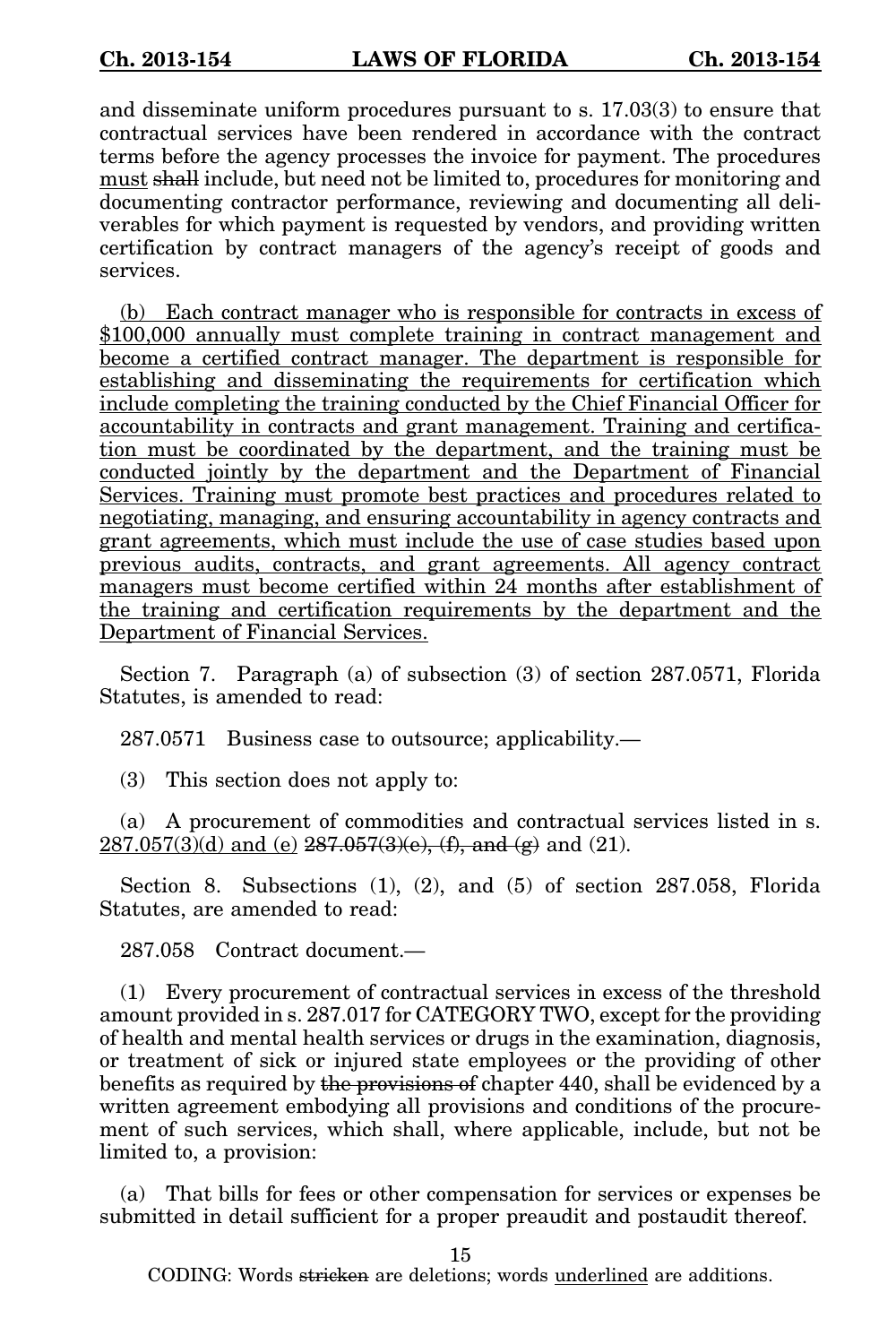and disseminate uniform procedures pursuant to s. 17.03(3) to ensure that contractual services have been rendered in accordance with the contract terms before the agency processes the invoice for payment. The procedures <u>must</u> ~~shall~~ include, but need not be limited to, procedures for monitoring and documenting contractor performance, reviewing and documenting all deliverables for which payment is requested by vendors, and providing written certification by contract managers of the agency's receipt of goods and services.

<u>(b) Each contract manager who is responsible for contracts in excess of $100,000 annually must complete training in contract management and become a certified contract manager. The department is responsible for establishing and disseminating the requirements for certification which include completing the training conducted by the Chief Financial Officer for accountability in contracts and grant management. Training and certification must be coordinated by the department, and the training must be conducted jointly by the department and the Department of Financial Services. Training must promote best practices and procedures related to negotiating, managing, and ensuring accountability in agency contracts and grant agreements, which must include the use of case studies based upon previous audits, contracts, and grant agreements. All agency contract managers must become certified within 24 months after establishment of the training and certification requirements by the department and the Department of Financial Services.</u>

Section 7. Paragraph (a) of subsection (3) of section 287.0571, Florida Statutes, is amended to read:

287.0571 Business case to outsource; applicability.—

(3) This section does not apply to:

(a) A procurement of commodities and contractual services listed in s. <u>287.057(3)(d) and (e)</u> ~~287.057(3)(e), (f), and (g)~~ and (21).

Section 8. Subsections (1), (2), and (5) of section 287.058, Florida Statutes, are amended to read:

287.058 Contract document.—

(1) Every procurement of contractual services in excess of the threshold amount provided in s. 287.017 for CATEGORY TWO, except for the providing of health and mental health services or drugs in the examination, diagnosis, or treatment of sick or injured state employees or the providing of other benefits as required by ~~the provisions of~~ chapter 440, shall be evidenced by a written agreement embodying all provisions and conditions of the procurement of such services, which shall, where applicable, include, but not be limited to, a provision:

(a) That bills for fees or other compensation for services or expenses be submitted in detail sufficient for a proper preaudit and postaudit thereof.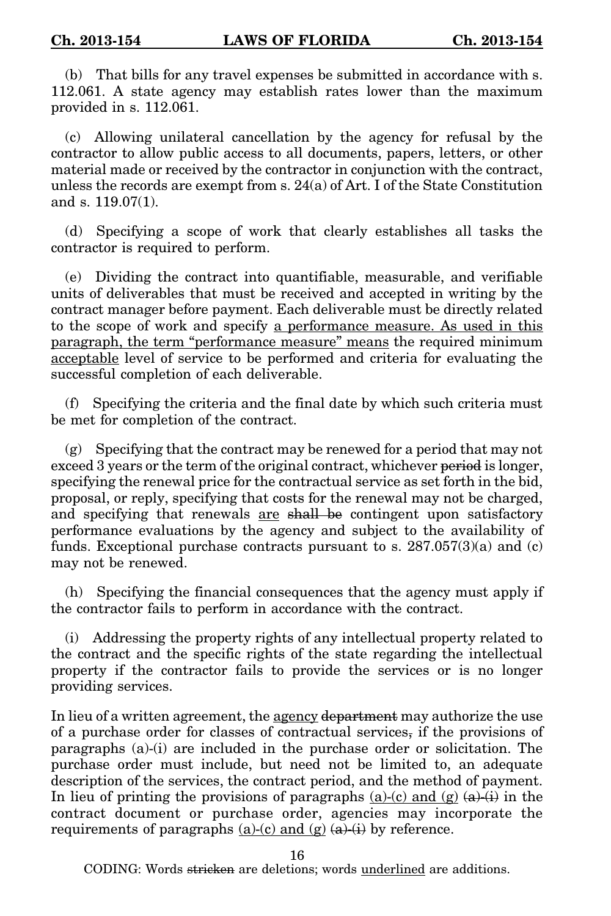(b) That bills for any travel expenses be submitted in accordance with s. 112.061. A state agency may establish rates lower than the maximum provided in s. 112.061.

(c) Allowing unilateral cancellation by the agency for refusal by the contractor to allow public access to all documents, papers, letters, or other material made or received by the contractor in conjunction with the contract, unless the records are exempt from s. 24(a) of Art. I of the State Constitution and s. 119.07(1).

(d) Specifying a scope of work that clearly establishes all tasks the contractor is required to perform.

(e) Dividing the contract into quantifiable, measurable, and verifiable units of deliverables that must be received and accepted in writing by the contract manager before payment. Each deliverable must be directly related to the scope of work and specify <u>a performance measure. As used in this paragraph, the term "performance measure" means</u> the required minimum <u>acceptable</u> level of service to be performed and criteria for evaluating the successful completion of each deliverable.

(f) Specifying the criteria and the final date by which such criteria must be met for completion of the contract.

(g) Specifying that the contract may be renewed for a period that may not exceed 3 years or the term of the original contract, whichever ~~period~~ is longer, specifying the renewal price for the contractual service as set forth in the bid, proposal, or reply, specifying that costs for the renewal may not be charged, and specifying that renewals <u>are</u> ~~shall be~~ contingent upon satisfactory performance evaluations by the agency and subject to the availability of funds. Exceptional purchase contracts pursuant to s. 287.057(3)(a) and (c) may not be renewed.

(h) Specifying the financial consequences that the agency must apply if the contractor fails to perform in accordance with the contract.

(i) Addressing the property rights of any intellectual property related to the contract and the specific rights of the state regarding the intellectual property if the contractor fails to provide the services or is no longer providing services.

In lieu of a written agreement, the <u>agency</u> ~~department~~ may authorize the use of a purchase order for classes of contractual services~~,~~ if the provisions of paragraphs (a)-(i) are included in the purchase order or solicitation. The purchase order must include, but need not be limited to, an adequate description of the services, the contract period, and the method of payment. In lieu of printing the provisions of paragraphs <u>(a)-(c) and (g)</u> ~~(a)-(i)~~ in the contract document or purchase order, agencies may incorporate the requirements of paragraphs <u>(a)-(c) and (g)</u> ~~(a)-(i)~~ by reference.

CODING: Words ~~stricken~~ are deletions; words <u>underlined</u> are additions.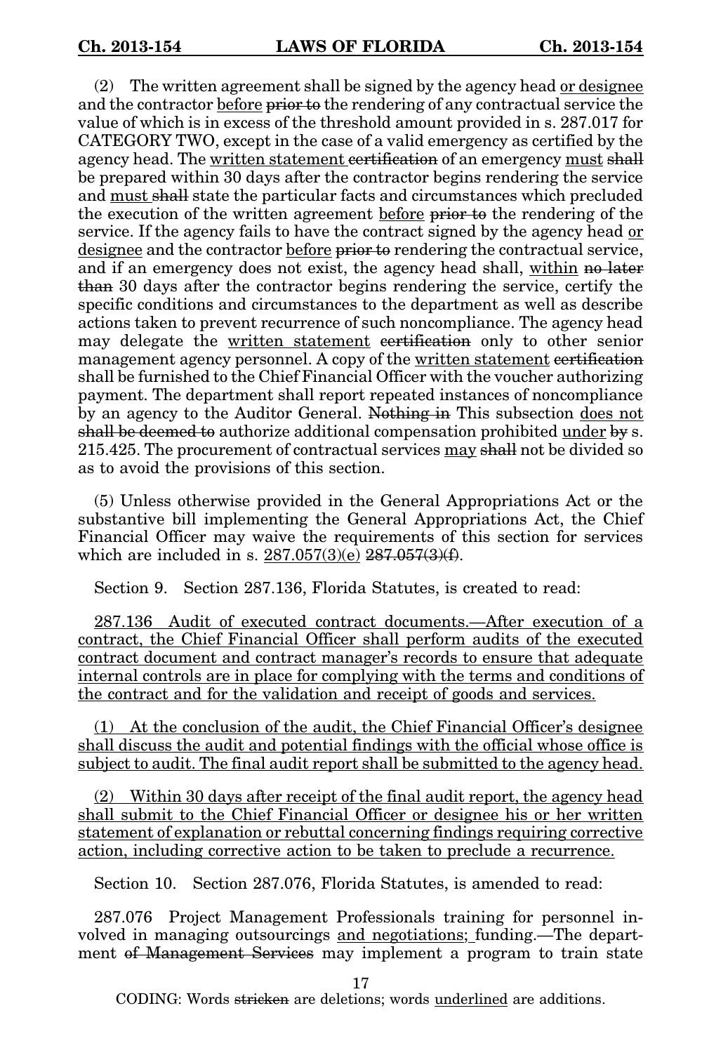(2) The written agreement shall be signed by the agency head <u>or designee</u> and the contractor <u>before</u> ~~prior to~~ the rendering of any contractual service the value of which is in excess of the threshold amount provided in s. 287.017 for CATEGORY TWO, except in the case of a valid emergency as certified by the agency head. The <u>written statement</u> ~~certification~~ of an emergency <u>must</u> ~~shall~~ be prepared within 30 days after the contractor begins rendering the service and <u>must</u> ~~shall~~ state the particular facts and circumstances which precluded the execution of the written agreement <u>before</u> ~~prior to~~ the rendering of the service. If the agency fails to have the contract signed by the agency head <u>or designee</u> and the contractor <u>before</u> ~~prior to~~ rendering the contractual service, and if an emergency does not exist, the agency head shall, <u>within</u> ~~no later than~~ 30 days after the contractor begins rendering the service, certify the specific conditions and circumstances to the department as well as describe actions taken to prevent recurrence of such noncompliance. The agency head may delegate the <u>written statement</u> ~~certification~~ only to other senior management agency personnel. A copy of the <u>written statement</u> ~~certification~~ shall be furnished to the Chief Financial Officer with the voucher authorizing payment. The department shall report repeated instances of noncompliance by an agency to the Auditor General. ~~Nothing in~~ This subsection <u>does not</u> ~~shall be deemed to~~ authorize additional compensation prohibited <u>under</u> ~~by~~ s. 215.425. The procurement of contractual services <u>may</u> ~~shall~~ not be divided so as to avoid the provisions of this section.

(5) Unless otherwise provided in the General Appropriations Act or the substantive bill implementing the General Appropriations Act, the Chief Financial Officer may waive the requirements of this section for services which are included in s. <u>287.057(3)(e)</u> ~~287.057(3)(f)~~.

Section 9. Section 287.136, Florida Statutes, is created to read:

<u>287.136 Audit of executed contract documents.—After execution of a contract, the Chief Financial Officer shall perform audits of the executed contract document and contract manager's records to ensure that adequate internal controls are in place for complying with the terms and conditions of the contract and for the validation and receipt of goods and services.</u>

<u>(1) At the conclusion of the audit, the Chief Financial Officer's designee shall discuss the audit and potential findings with the official whose office is subject to audit. The final audit report shall be submitted to the agency head.</u>

<u>(2) Within 30 days after receipt of the final audit report, the agency head shall submit to the Chief Financial Officer or designee his or her written statement of explanation or rebuttal concerning findings requiring corrective action, including corrective action to be taken to preclude a recurrence.</u>

Section 10. Section 287.076, Florida Statutes, is amended to read:

287.076 Project Management Professionals training for personnel involved in managing outsourcings <u>and negotiations;</u> funding.—The department ~~of Management Services~~ may implement a program to train state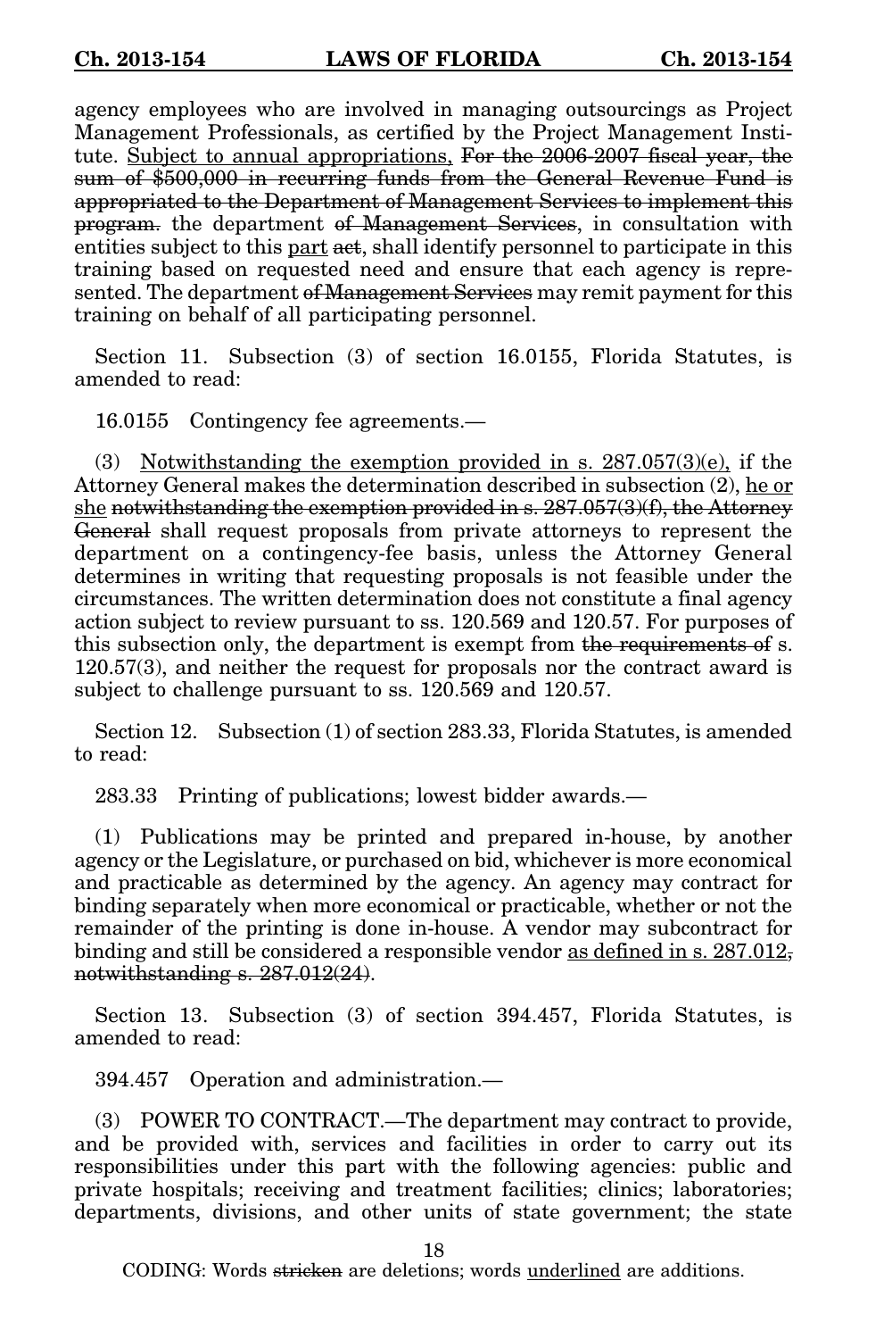agency employees who are involved in managing outsourcings as Project Management Professionals, as certified by the Project Management Institute. <u>Subject to annual appropriations,</u> ~~For the 2006-2007 fiscal year, the sum of $500,000 in recurring funds from the General Revenue Fund is appropriated to the Department of Management Services to implement this program.~~ the department ~~of Management Services~~, in consultation with entities subject to this <u>part</u> ~~act~~, shall identify personnel to participate in this training based on requested need and ensure that each agency is represented. The department ~~of Management Services~~ may remit payment for this training on behalf of all participating personnel.

Section 11. Subsection (3) of section 16.0155, Florida Statutes, is amended to read:

16.0155 Contingency fee agreements.—

(3) <u>Notwithstanding the exemption provided in s. 287.057(3)(e),</u> if the Attorney General makes the determination described in subsection (2), <u>he or she</u> ~~notwithstanding the exemption provided in s. 287.057(3)(f), the Attorney General~~ shall request proposals from private attorneys to represent the department on a contingency-fee basis, unless the Attorney General determines in writing that requesting proposals is not feasible under the circumstances. The written determination does not constitute a final agency action subject to review pursuant to ss. 120.569 and 120.57. For purposes of this subsection only, the department is exempt from ~~the requirements of~~ s. 120.57(3), and neither the request for proposals nor the contract award is subject to challenge pursuant to ss. 120.569 and 120.57.

Section 12. Subsection (1) of section 283.33, Florida Statutes, is amended to read:

283.33 Printing of publications; lowest bidder awards.—

(1) Publications may be printed and prepared in-house, by another agency or the Legislature, or purchased on bid, whichever is more economical and practicable as determined by the agency. An agency may contract for binding separately when more economical or practicable, whether or not the remainder of the printing is done in-house. A vendor may subcontract for binding and still be considered a responsible vendor <u>as defined in s. 287.012</u>~~, notwithstanding s. 287.012(24)~~.

Section 13. Subsection (3) of section 394.457, Florida Statutes, is amended to read:

394.457 Operation and administration.—

(3) POWER TO CONTRACT.—The department may contract to provide, and be provided with, services and facilities in order to carry out its responsibilities under this part with the following agencies: public and private hospitals; receiving and treatment facilities; clinics; laboratories; departments, divisions, and other units of state government; the state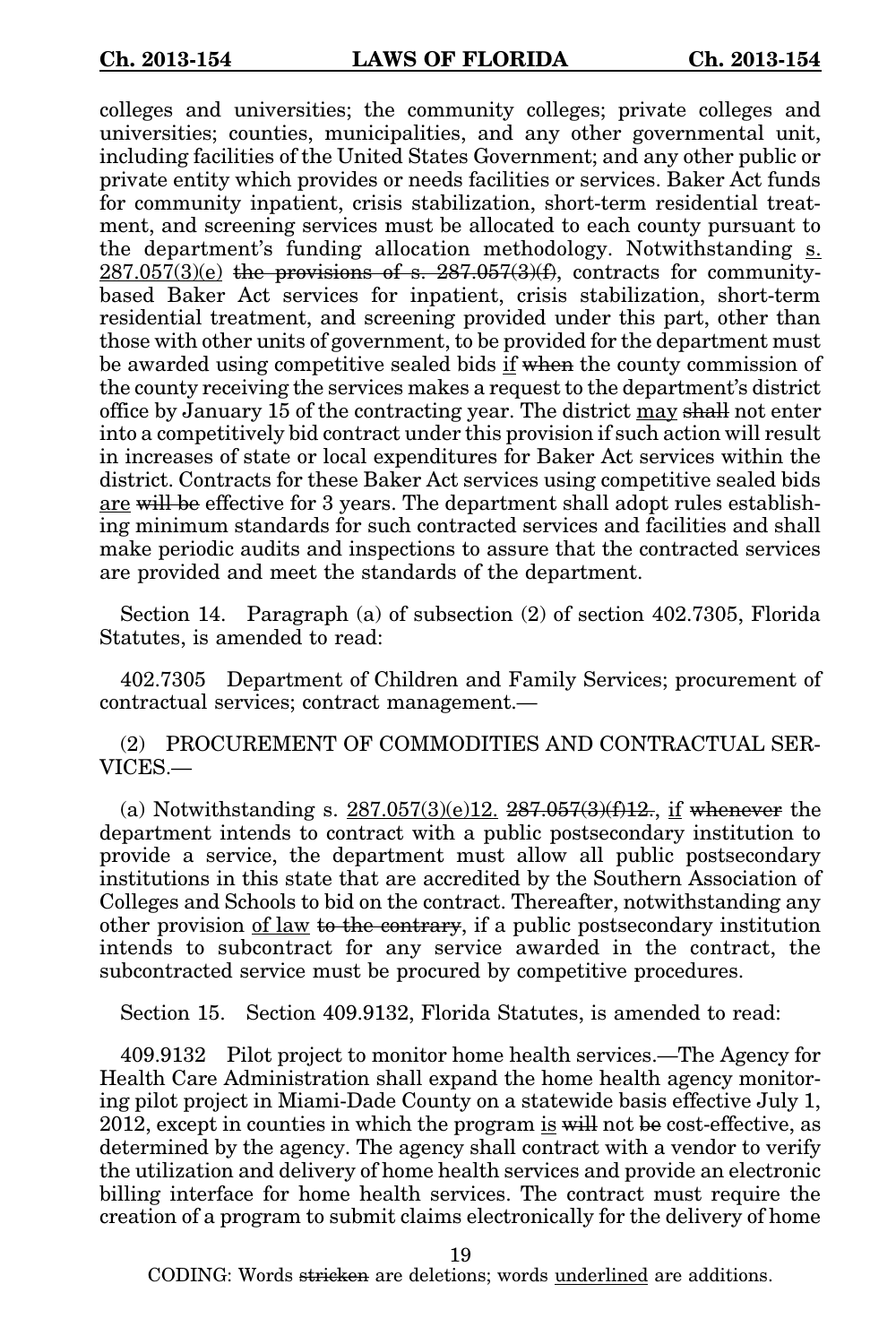colleges and universities; the community colleges; private colleges and universities; counties, municipalities, and any other governmental unit, including facilities of the United States Government; and any other public or private entity which provides or needs facilities or services. Baker Act funds for community inpatient, crisis stabilization, short-term residential treatment, and screening services must be allocated to each county pursuant to the department's funding allocation methodology. Notwithstanding <u>s. 287.057(3)(e)</u> ~~the provisions of s. 287.057(3)(f)~~, contracts for community-based Baker Act services for inpatient, crisis stabilization, short-term residential treatment, and screening provided under this part, other than those with other units of government, to be provided for the department must be awarded using competitive sealed bids <u>if</u> ~~when~~ the county commission of the county receiving the services makes a request to the department's district office by January 15 of the contracting year. The district <u>may</u> ~~shall~~ not enter into a competitively bid contract under this provision if such action will result in increases of state or local expenditures for Baker Act services within the district. Contracts for these Baker Act services using competitive sealed bids <u>are</u> ~~will be~~ effective for 3 years. The department shall adopt rules establishing minimum standards for such contracted services and facilities and shall make periodic audits and inspections to assure that the contracted services are provided and meet the standards of the department.

Section 14. Paragraph (a) of subsection (2) of section 402.7305, Florida Statutes, is amended to read:

402.7305 Department of Children and Family Services; procurement of contractual services; contract management.—

(2) PROCUREMENT OF COMMODITIES AND CONTRACTUAL SERVICES.—

(a) Notwithstanding s. <u>287.057(3)(e)12.</u> ~~287.057(3)(f)12.~~, <u>if</u> ~~whenever~~ the department intends to contract with a public postsecondary institution to provide a service, the department must allow all public postsecondary institutions in this state that are accredited by the Southern Association of Colleges and Schools to bid on the contract. Thereafter, notwithstanding any other provision <u>of law</u> ~~to the contrary~~, if a public postsecondary institution intends to subcontract for any service awarded in the contract, the subcontracted service must be procured by competitive procedures.

Section 15. Section 409.9132, Florida Statutes, is amended to read:

409.9132 Pilot project to monitor home health services.—The Agency for Health Care Administration shall expand the home health agency monitoring pilot project in Miami-Dade County on a statewide basis effective July 1, 2012, except in counties in which the program <u>is</u> ~~will~~ not ~~be~~ cost-effective, as determined by the agency. The agency shall contract with a vendor to verify the utilization and delivery of home health services and provide an electronic billing interface for home health services. The contract must require the creation of a program to submit claims electronically for the delivery of home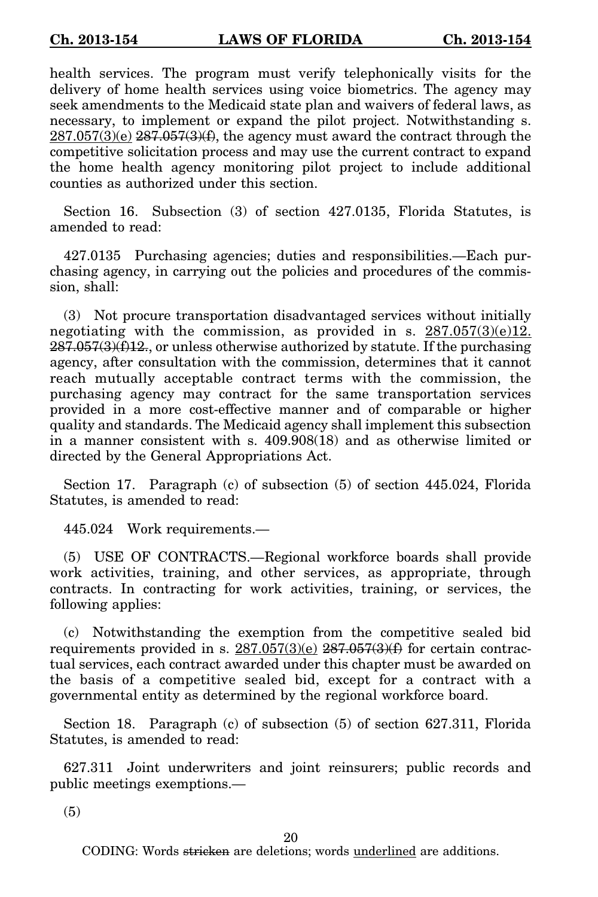health services. The program must verify telephonically visits for the delivery of home health services using voice biometrics. The agency may seek amendments to the Medicaid state plan and waivers of federal laws, as necessary, to implement or expand the pilot project. Notwithstanding s. <u>287.057(3)(e)</u> ~~287.057(3)(f)~~, the agency must award the contract through the competitive solicitation process and may use the current contract to expand the home health agency monitoring pilot project to include additional counties as authorized under this section.

Section 16. Subsection (3) of section 427.0135, Florida Statutes, is amended to read:

427.0135 Purchasing agencies; duties and responsibilities.—Each purchasing agency, in carrying out the policies and procedures of the commission, shall:

(3) Not procure transportation disadvantaged services without initially negotiating with the commission, as provided in s. <u>287.057(3)(e)12.</u> ~~287.057(3)(f)12.~~, or unless otherwise authorized by statute. If the purchasing agency, after consultation with the commission, determines that it cannot reach mutually acceptable contract terms with the commission, the purchasing agency may contract for the same transportation services provided in a more cost-effective manner and of comparable or higher quality and standards. The Medicaid agency shall implement this subsection in a manner consistent with s. 409.908(18) and as otherwise limited or directed by the General Appropriations Act.

Section 17. Paragraph (c) of subsection (5) of section 445.024, Florida Statutes, is amended to read:

445.024 Work requirements.—

(5) USE OF CONTRACTS.—Regional workforce boards shall provide work activities, training, and other services, as appropriate, through contracts. In contracting for work activities, training, or services, the following applies:

(c) Notwithstanding the exemption from the competitive sealed bid requirements provided in s. <u>287.057(3)(e)</u> ~~287.057(3)(f)~~ for certain contractual services, each contract awarded under this chapter must be awarded on the basis of a competitive sealed bid, except for a contract with a governmental entity as determined by the regional workforce board.

Section 18. Paragraph (c) of subsection (5) of section 627.311, Florida Statutes, is amended to read:

627.311 Joint underwriters and joint reinsurers; public records and public meetings exemptions.—

(5)

CODING: Words ~~stricken~~ are deletions; words <u>underlined</u> are additions.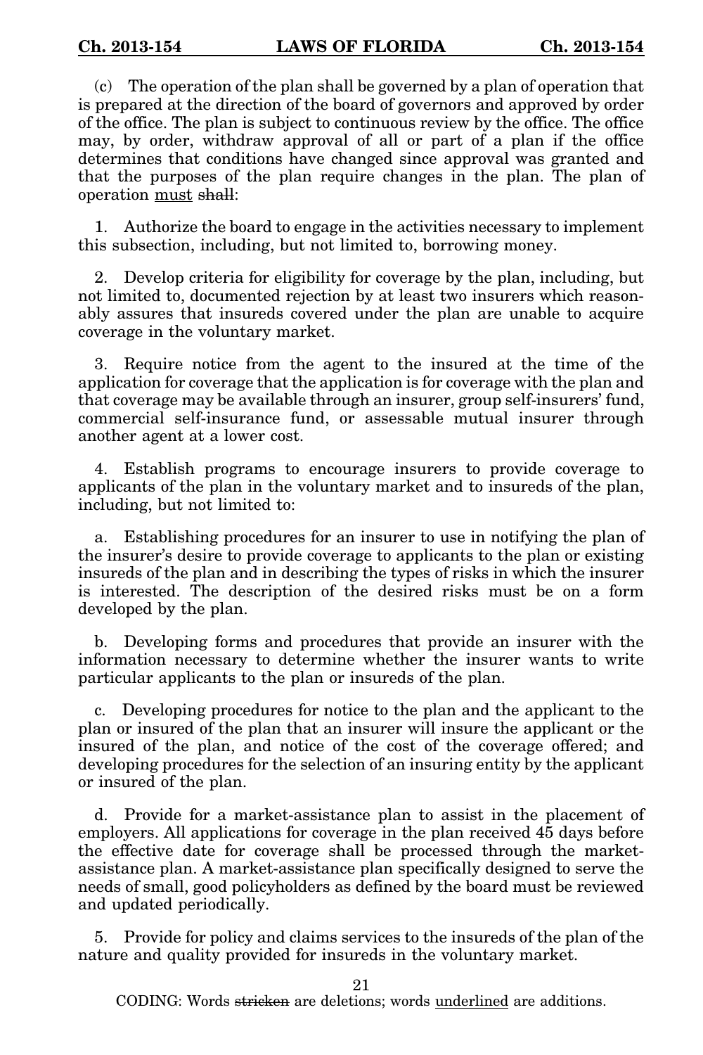(c) The operation of the plan shall be governed by a plan of operation that is prepared at the direction of the board of governors and approved by order of the office. The plan is subject to continuous review by the office. The office may, by order, withdraw approval of all or part of a plan if the office determines that conditions have changed since approval was granted and that the purposes of the plan require changes in the plan. The plan of operation <u>must</u> ~~shall~~:

1. Authorize the board to engage in the activities necessary to implement this subsection, including, but not limited to, borrowing money.

2. Develop criteria for eligibility for coverage by the plan, including, but not limited to, documented rejection by at least two insurers which reasonably assures that insureds covered under the plan are unable to acquire coverage in the voluntary market.

3. Require notice from the agent to the insured at the time of the application for coverage that the application is for coverage with the plan and that coverage may be available through an insurer, group self-insurers' fund, commercial self-insurance fund, or assessable mutual insurer through another agent at a lower cost.

4. Establish programs to encourage insurers to provide coverage to applicants of the plan in the voluntary market and to insureds of the plan, including, but not limited to:

a. Establishing procedures for an insurer to use in notifying the plan of the insurer's desire to provide coverage to applicants to the plan or existing insureds of the plan and in describing the types of risks in which the insurer is interested. The description of the desired risks must be on a form developed by the plan.

b. Developing forms and procedures that provide an insurer with the information necessary to determine whether the insurer wants to write particular applicants to the plan or insureds of the plan.

c. Developing procedures for notice to the plan and the applicant to the plan or insured of the plan that an insurer will insure the applicant or the insured of the plan, and notice of the cost of the coverage offered; and developing procedures for the selection of an insuring entity by the applicant or insured of the plan.

d. Provide for a market-assistance plan to assist in the placement of employers. All applications for coverage in the plan received 45 days before the effective date for coverage shall be processed through the market-assistance plan. A market-assistance plan specifically designed to serve the needs of small, good policyholders as defined by the board must be reviewed and updated periodically.

5. Provide for policy and claims services to the insureds of the plan of the nature and quality provided for insureds in the voluntary market.

CODING: Words ~~stricken~~ are deletions; words <u>underlined</u> are additions.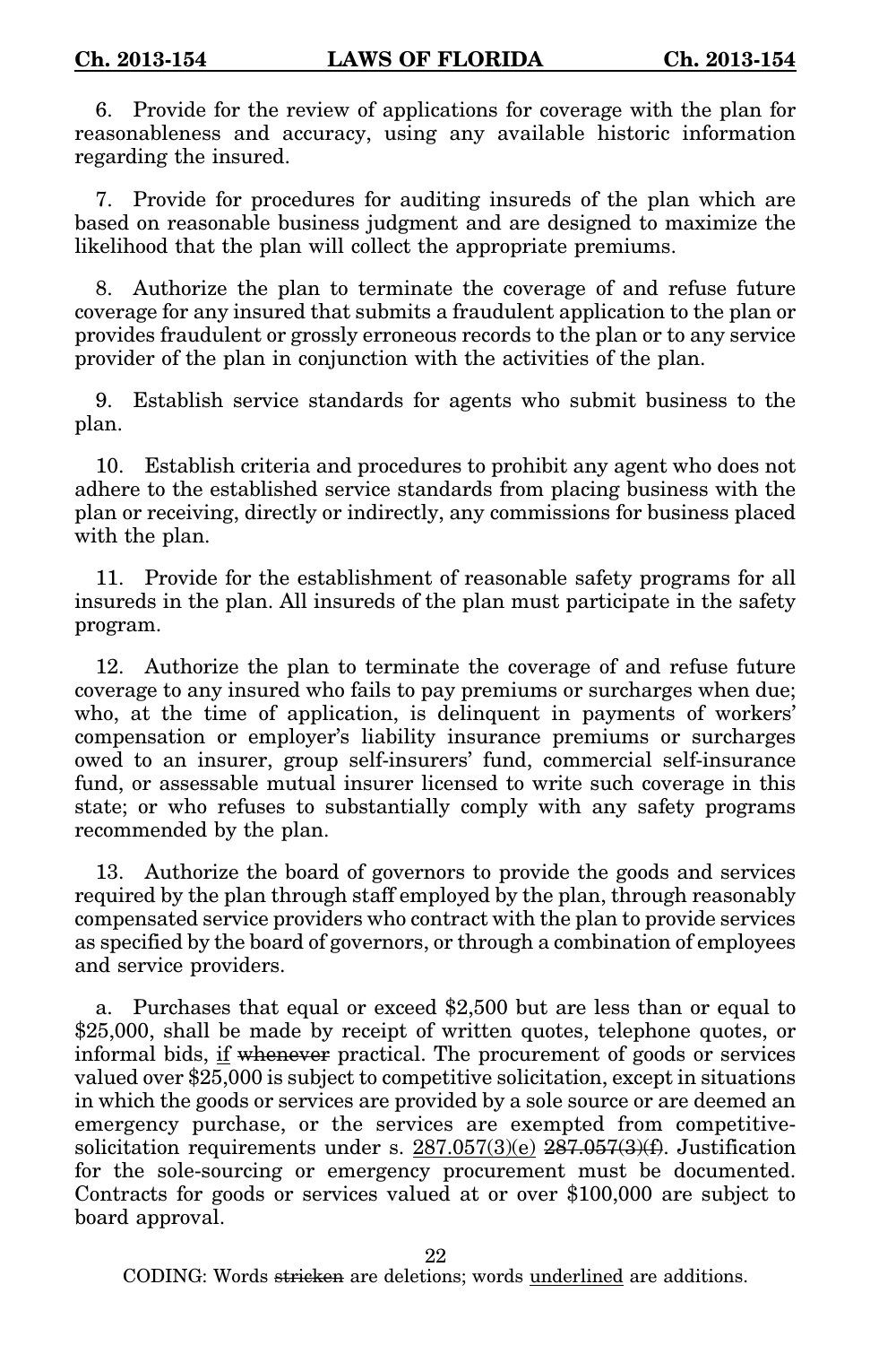6. Provide for the review of applications for coverage with the plan for reasonableness and accuracy, using any available historic information regarding the insured.

7. Provide for procedures for auditing insureds of the plan which are based on reasonable business judgment and are designed to maximize the likelihood that the plan will collect the appropriate premiums.

8. Authorize the plan to terminate the coverage of and refuse future coverage for any insured that submits a fraudulent application to the plan or provides fraudulent or grossly erroneous records to the plan or to any service provider of the plan in conjunction with the activities of the plan.

9. Establish service standards for agents who submit business to the plan.

10. Establish criteria and procedures to prohibit any agent who does not adhere to the established service standards from placing business with the plan or receiving, directly or indirectly, any commissions for business placed with the plan.

11. Provide for the establishment of reasonable safety programs for all insureds in the plan. All insureds of the plan must participate in the safety program.

12. Authorize the plan to terminate the coverage of and refuse future coverage to any insured who fails to pay premiums or surcharges when due; who, at the time of application, is delinquent in payments of workers' compensation or employer's liability insurance premiums or surcharges owed to an insurer, group self-insurers' fund, commercial self-insurance fund, or assessable mutual insurer licensed to write such coverage in this state; or who refuses to substantially comply with any safety programs recommended by the plan.

13. Authorize the board of governors to provide the goods and services required by the plan through staff employed by the plan, through reasonably compensated service providers who contract with the plan to provide services as specified by the board of governors, or through a combination of employees and service providers.

a. Purchases that equal or exceed $2,500 but are less than or equal to $25,000, shall be made by receipt of written quotes, telephone quotes, or informal bids, <u>if</u> ~~whenever~~ practical. The procurement of goods or services valued over $25,000 is subject to competitive solicitation, except in situations in which the goods or services are provided by a sole source or are deemed an emergency purchase, or the services are exempted from competitive-solicitation requirements under s. <u>287.057(3)(e)</u> ~~287.057(3)(f)~~. Justification for the sole-sourcing or emergency procurement must be documented. Contracts for goods or services valued at or over $100,000 are subject to board approval.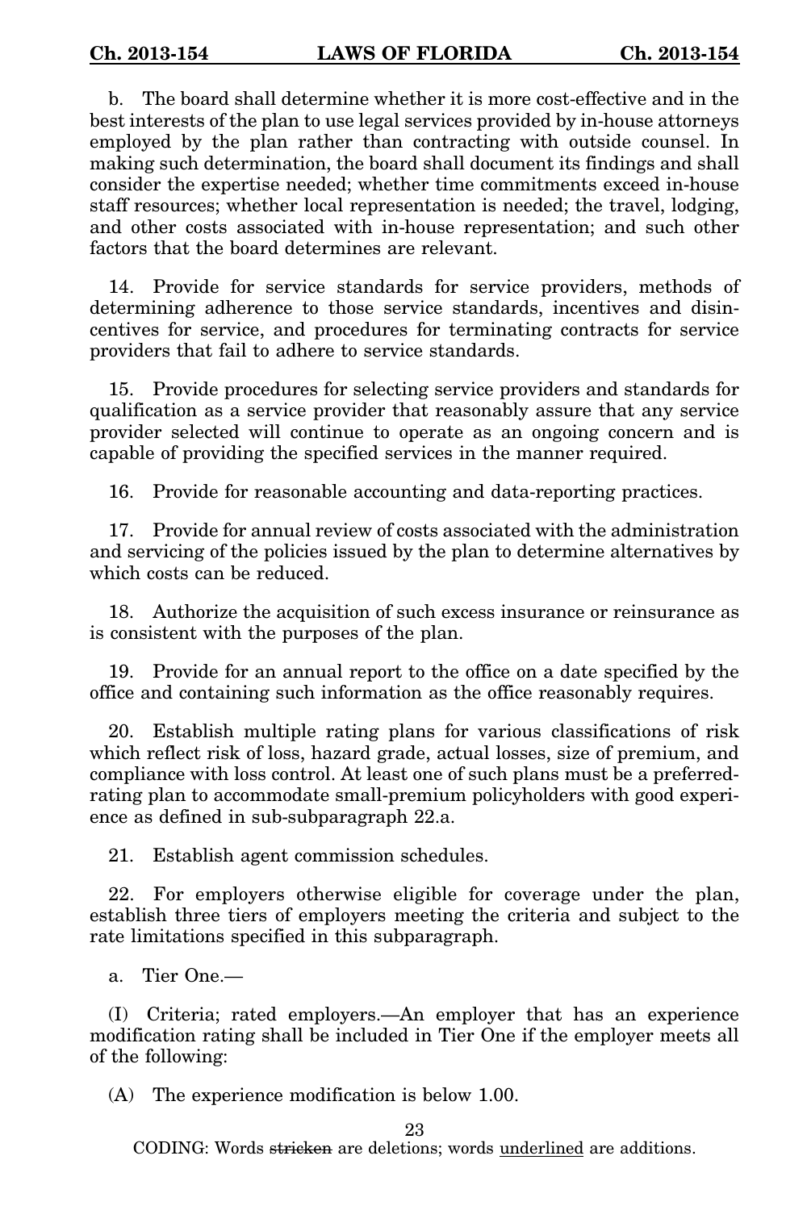b. The board shall determine whether it is more cost-effective and in the best interests of the plan to use legal services provided by in-house attorneys employed by the plan rather than contracting with outside counsel. In making such determination, the board shall document its findings and shall consider the expertise needed; whether time commitments exceed in-house staff resources; whether local representation is needed; the travel, lodging, and other costs associated with in-house representation; and such other factors that the board determines are relevant.

14. Provide for service standards for service providers, methods of determining adherence to those service standards, incentives and disincentives for service, and procedures for terminating contracts for service providers that fail to adhere to service standards.

15. Provide procedures for selecting service providers and standards for qualification as a service provider that reasonably assure that any service provider selected will continue to operate as an ongoing concern and is capable of providing the specified services in the manner required.

16. Provide for reasonable accounting and data-reporting practices.

17. Provide for annual review of costs associated with the administration and servicing of the policies issued by the plan to determine alternatives by which costs can be reduced.

18. Authorize the acquisition of such excess insurance or reinsurance as is consistent with the purposes of the plan.

19. Provide for an annual report to the office on a date specified by the office and containing such information as the office reasonably requires.

20. Establish multiple rating plans for various classifications of risk which reflect risk of loss, hazard grade, actual losses, size of premium, and compliance with loss control. At least one of such plans must be a preferred-rating plan to accommodate small-premium policyholders with good experience as defined in sub-subparagraph 22.a.

21. Establish agent commission schedules.

22. For employers otherwise eligible for coverage under the plan, establish three tiers of employers meeting the criteria and subject to the rate limitations specified in this subparagraph.

a. Tier One.—

(I) Criteria; rated employers.—An employer that has an experience modification rating shall be included in Tier One if the employer meets all of the following:

(A) The experience modification is below 1.00.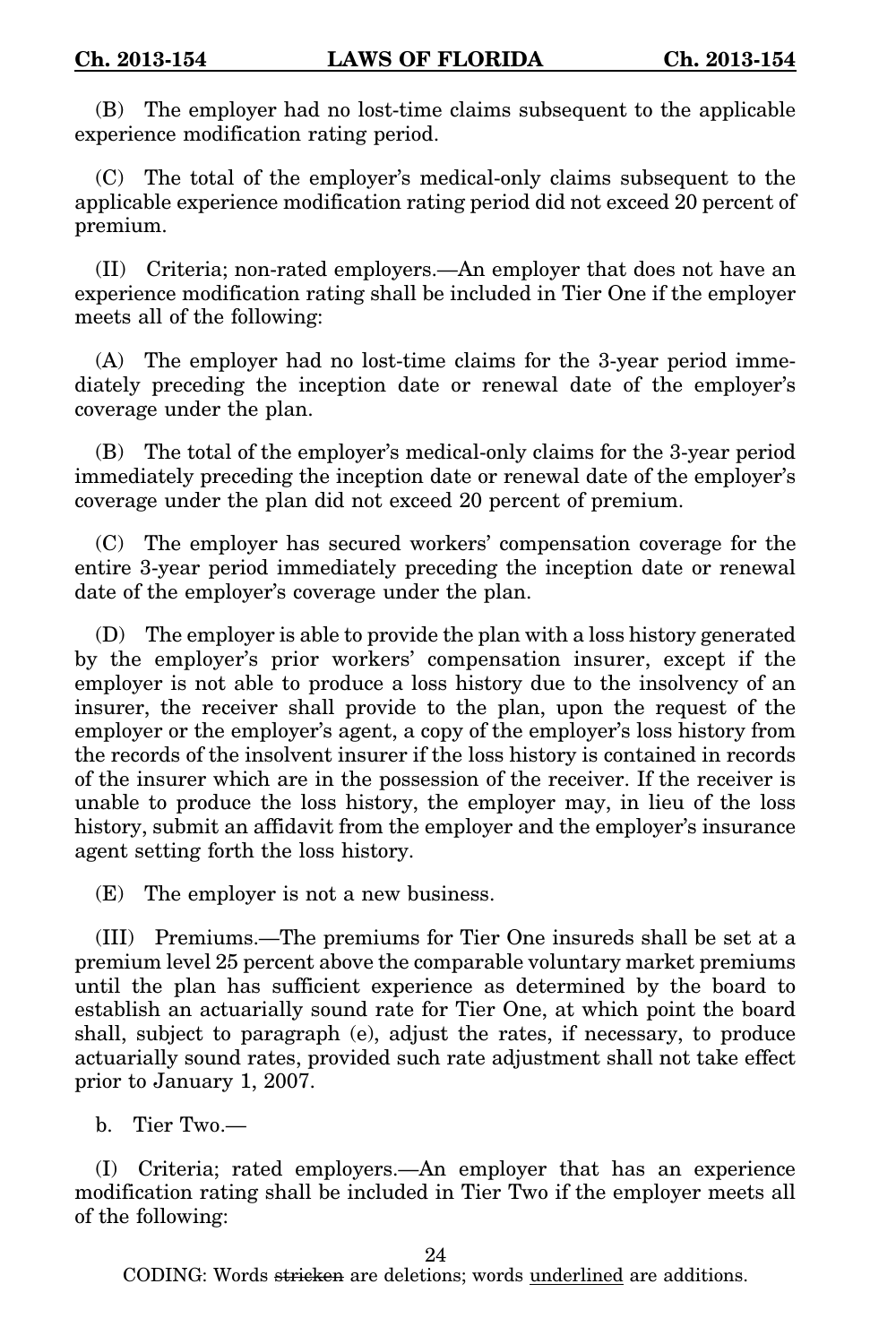(B) The employer had no lost-time claims subsequent to the applicable experience modification rating period.

(C) The total of the employer's medical-only claims subsequent to the applicable experience modification rating period did not exceed 20 percent of premium.

(II) Criteria; non-rated employers.—An employer that does not have an experience modification rating shall be included in Tier One if the employer meets all of the following:

(A) The employer had no lost-time claims for the 3-year period immediately preceding the inception date or renewal date of the employer's coverage under the plan.

(B) The total of the employer's medical-only claims for the 3-year period immediately preceding the inception date or renewal date of the employer's coverage under the plan did not exceed 20 percent of premium.

(C) The employer has secured workers' compensation coverage for the entire 3-year period immediately preceding the inception date or renewal date of the employer's coverage under the plan.

(D) The employer is able to provide the plan with a loss history generated by the employer's prior workers' compensation insurer, except if the employer is not able to produce a loss history due to the insolvency of an insurer, the receiver shall provide to the plan, upon the request of the employer or the employer's agent, a copy of the employer's loss history from the records of the insolvent insurer if the loss history is contained in records of the insurer which are in the possession of the receiver. If the receiver is unable to produce the loss history, the employer may, in lieu of the loss history, submit an affidavit from the employer and the employer's insurance agent setting forth the loss history.

(E) The employer is not a new business.

(III) Premiums.—The premiums for Tier One insureds shall be set at a premium level 25 percent above the comparable voluntary market premiums until the plan has sufficient experience as determined by the board to establish an actuarially sound rate for Tier One, at which point the board shall, subject to paragraph (e), adjust the rates, if necessary, to produce actuarially sound rates, provided such rate adjustment shall not take effect prior to January 1, 2007.

b. Tier Two.—

(I) Criteria; rated employers.—An employer that has an experience modification rating shall be included in Tier Two if the employer meets all of the following: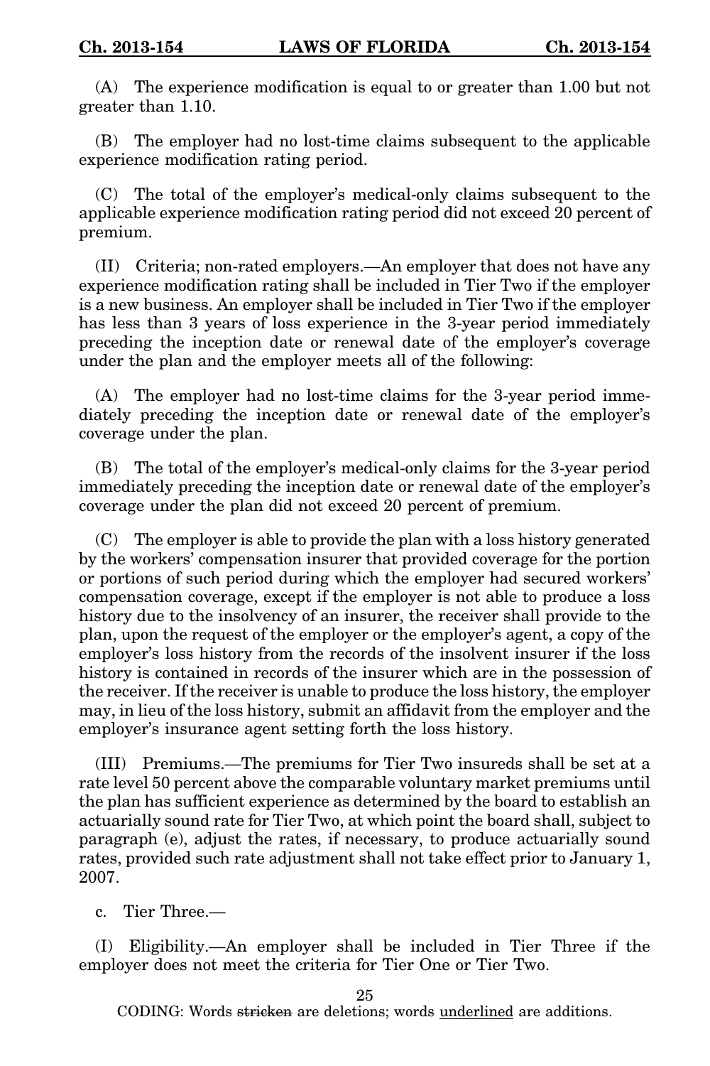(A) The experience modification is equal to or greater than 1.00 but not greater than 1.10.

(B) The employer had no lost-time claims subsequent to the applicable experience modification rating period.

(C) The total of the employer's medical-only claims subsequent to the applicable experience modification rating period did not exceed 20 percent of premium.

(II) Criteria; non-rated employers.—An employer that does not have any experience modification rating shall be included in Tier Two if the employer is a new business. An employer shall be included in Tier Two if the employer has less than 3 years of loss experience in the 3-year period immediately preceding the inception date or renewal date of the employer's coverage under the plan and the employer meets all of the following:

(A) The employer had no lost-time claims for the 3-year period immediately preceding the inception date or renewal date of the employer's coverage under the plan.

(B) The total of the employer's medical-only claims for the 3-year period immediately preceding the inception date or renewal date of the employer's coverage under the plan did not exceed 20 percent of premium.

(C) The employer is able to provide the plan with a loss history generated by the workers' compensation insurer that provided coverage for the portion or portions of such period during which the employer had secured workers' compensation coverage, except if the employer is not able to produce a loss history due to the insolvency of an insurer, the receiver shall provide to the plan, upon the request of the employer or the employer's agent, a copy of the employer's loss history from the records of the insolvent insurer if the loss history is contained in records of the insurer which are in the possession of the receiver. If the receiver is unable to produce the loss history, the employer may, in lieu of the loss history, submit an affidavit from the employer and the employer's insurance agent setting forth the loss history.

(III) Premiums.—The premiums for Tier Two insureds shall be set at a rate level 50 percent above the comparable voluntary market premiums until the plan has sufficient experience as determined by the board to establish an actuarially sound rate for Tier Two, at which point the board shall, subject to paragraph (e), adjust the rates, if necessary, to produce actuarially sound rates, provided such rate adjustment shall not take effect prior to January 1, 2007.

c. Tier Three.—

(I) Eligibility.—An employer shall be included in Tier Three if the employer does not meet the criteria for Tier One or Tier Two.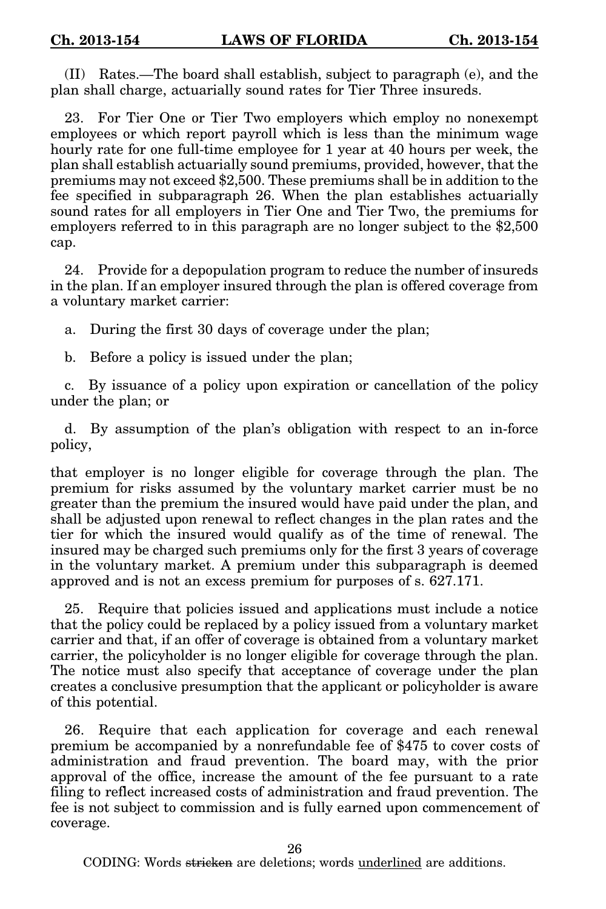(II) Rates.—The board shall establish, subject to paragraph (e), and the plan shall charge, actuarially sound rates for Tier Three insureds.

23. For Tier One or Tier Two employers which employ no nonexempt employees or which report payroll which is less than the minimum wage hourly rate for one full-time employee for 1 year at 40 hours per week, the plan shall establish actuarially sound premiums, provided, however, that the premiums may not exceed $2,500. These premiums shall be in addition to the fee specified in subparagraph 26. When the plan establishes actuarially sound rates for all employers in Tier One and Tier Two, the premiums for employers referred to in this paragraph are no longer subject to the $2,500 cap.

24. Provide for a depopulation program to reduce the number of insureds in the plan. If an employer insured through the plan is offered coverage from a voluntary market carrier:

a. During the first 30 days of coverage under the plan;

b. Before a policy is issued under the plan;

c. By issuance of a policy upon expiration or cancellation of the policy under the plan; or

d. By assumption of the plan's obligation with respect to an in-force policy,

that employer is no longer eligible for coverage through the plan. The premium for risks assumed by the voluntary market carrier must be no greater than the premium the insured would have paid under the plan, and shall be adjusted upon renewal to reflect changes in the plan rates and the tier for which the insured would qualify as of the time of renewal. The insured may be charged such premiums only for the first 3 years of coverage in the voluntary market. A premium under this subparagraph is deemed approved and is not an excess premium for purposes of s. 627.171.

25. Require that policies issued and applications must include a notice that the policy could be replaced by a policy issued from a voluntary market carrier and that, if an offer of coverage is obtained from a voluntary market carrier, the policyholder is no longer eligible for coverage through the plan. The notice must also specify that acceptance of coverage under the plan creates a conclusive presumption that the applicant or policyholder is aware of this potential.

26. Require that each application for coverage and each renewal premium be accompanied by a nonrefundable fee of $475 to cover costs of administration and fraud prevention. The board may, with the prior approval of the office, increase the amount of the fee pursuant to a rate filing to reflect increased costs of administration and fraud prevention. The fee is not subject to commission and is fully earned upon commencement of coverage.

CODING: Words ~~stricken~~ are deletions; words <u>underlined</u> are additions.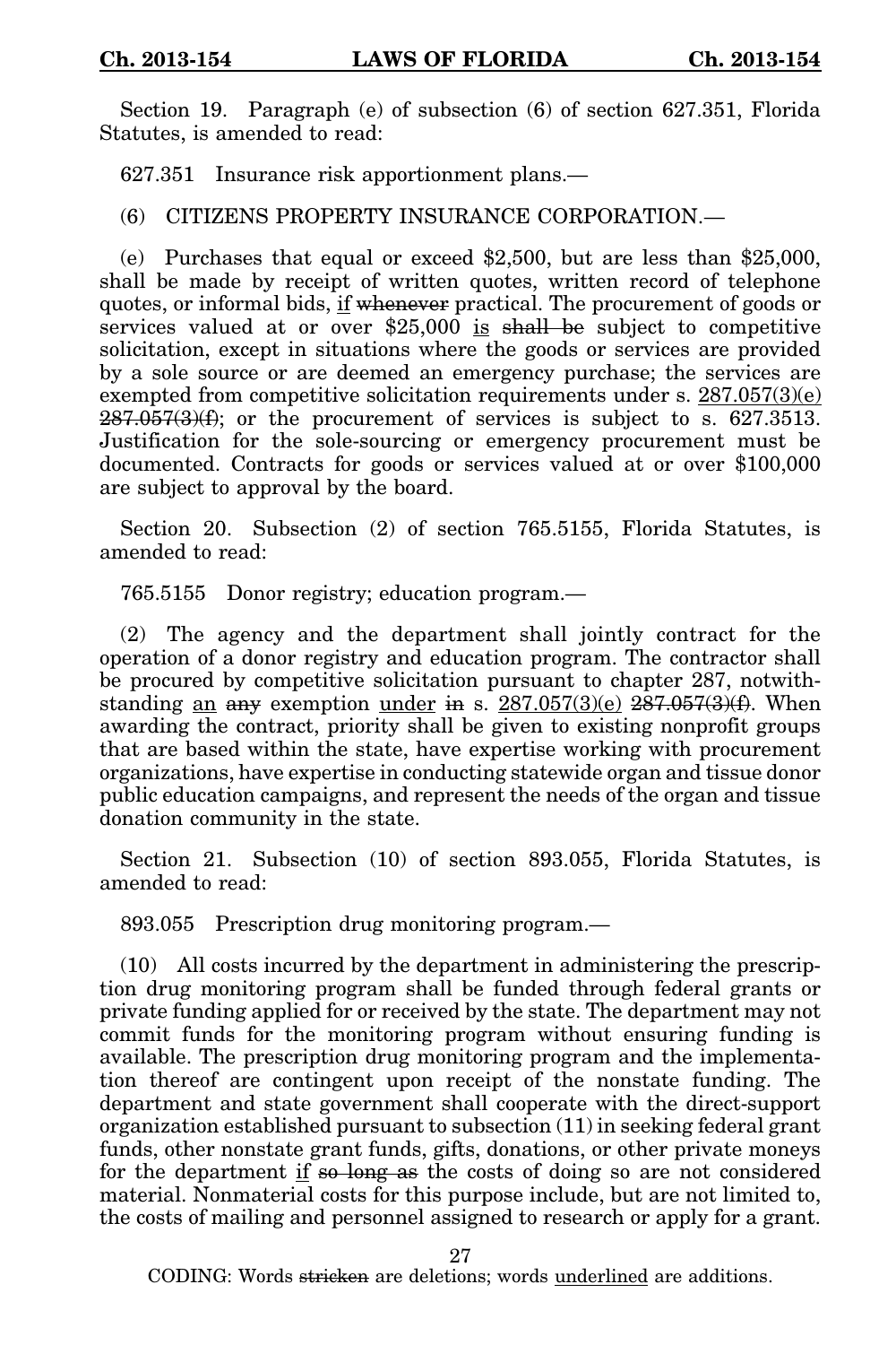Section 19. Paragraph (e) of subsection (6) of section 627.351, Florida Statutes, is amended to read:

627.351 Insurance risk apportionment plans.—

(6) CITIZENS PROPERTY INSURANCE CORPORATION.—

(e) Purchases that equal or exceed $2,500, but are less than $25,000, shall be made by receipt of written quotes, written record of telephone quotes, or informal bids, <u>if</u> ~~whenever~~ practical. The procurement of goods or services valued at or over $25,000 <u>is</u> ~~shall be~~ subject to competitive solicitation, except in situations where the goods or services are provided by a sole source or are deemed an emergency purchase; the services are exempted from competitive solicitation requirements under s. <u>287.057(3)(e)</u> ~~287.057(3)(f)~~; or the procurement of services is subject to s. 627.3513. Justification for the sole-sourcing or emergency procurement must be documented. Contracts for goods or services valued at or over $100,000 are subject to approval by the board.

Section 20. Subsection (2) of section 765.5155, Florida Statutes, is amended to read:

765.5155 Donor registry; education program.—

(2) The agency and the department shall jointly contract for the operation of a donor registry and education program. The contractor shall be procured by competitive solicitation pursuant to chapter 287, notwithstanding <u>an</u> ~~any~~ exemption <u>under</u> ~~in~~ s. <u>287.057(3)(e)</u> ~~287.057(3)(f)~~. When awarding the contract, priority shall be given to existing nonprofit groups that are based within the state, have expertise working with procurement organizations, have expertise in conducting statewide organ and tissue donor public education campaigns, and represent the needs of the organ and tissue donation community in the state.

Section 21. Subsection (10) of section 893.055, Florida Statutes, is amended to read:

893.055 Prescription drug monitoring program.—

(10) All costs incurred by the department in administering the prescription drug monitoring program shall be funded through federal grants or private funding applied for or received by the state. The department may not commit funds for the monitoring program without ensuring funding is available. The prescription drug monitoring program and the implementation thereof are contingent upon receipt of the nonstate funding. The department and state government shall cooperate with the direct-support organization established pursuant to subsection (11) in seeking federal grant funds, other nonstate grant funds, gifts, donations, or other private moneys for the department <u>if</u> ~~so long as~~ the costs of doing so are not considered material. Nonmaterial costs for this purpose include, but are not limited to, the costs of mailing and personnel assigned to research or apply for a grant.

CODING: Words ~~stricken~~ are deletions; words <u>underlined</u> are additions.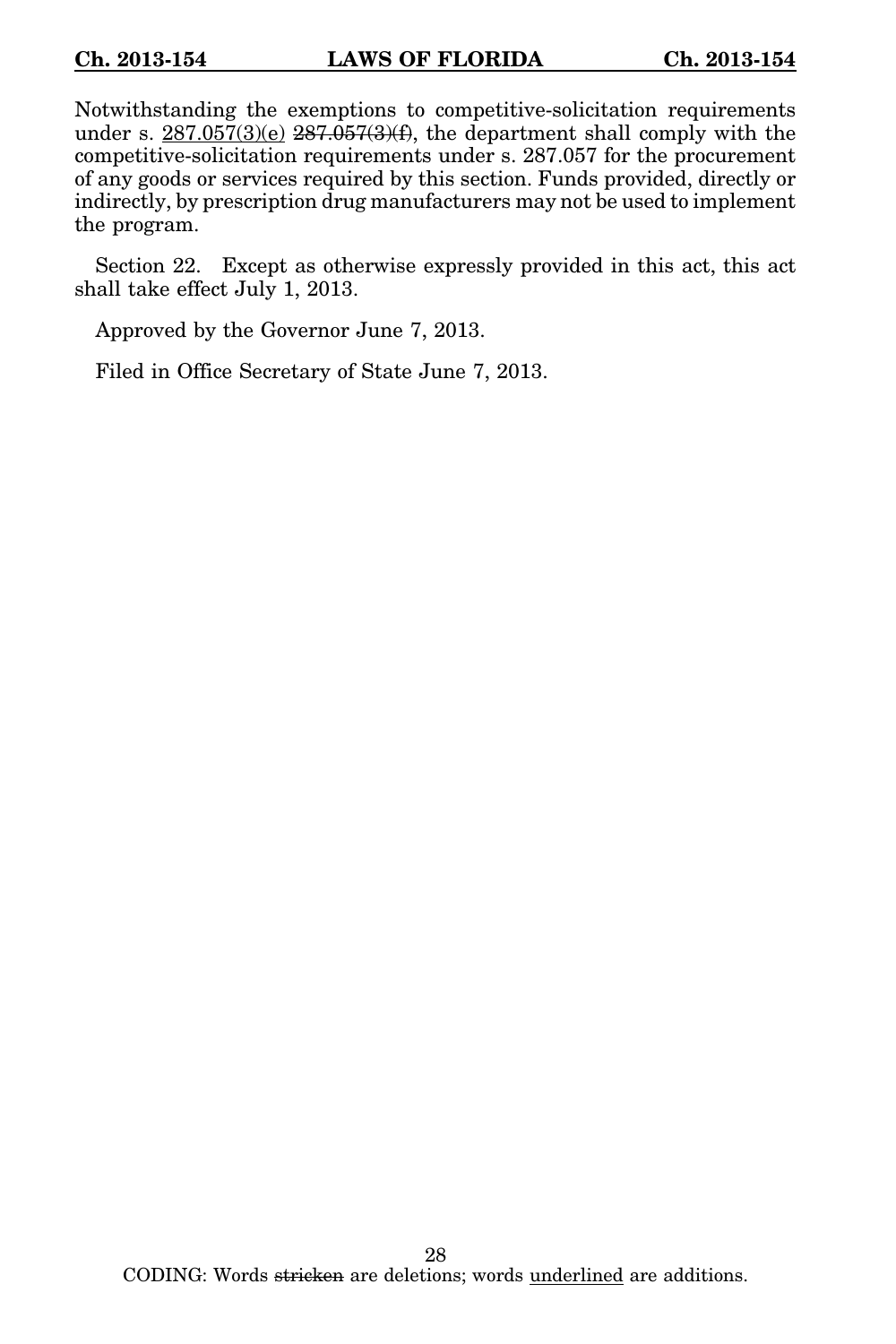Notwithstanding the exemptions to competitive-solicitation requirements under s. <u>287.057(3)(e)</u> ~~287.057(3)(f)~~, the department shall comply with the competitive-solicitation requirements under s. 287.057 for the procurement of any goods or services required by this section. Funds provided, directly or indirectly, by prescription drug manufacturers may not be used to implement the program.

Section 22. Except as otherwise expressly provided in this act, this act shall take effect July 1, 2013.

Approved by the Governor June 7, 2013.

Filed in Office Secretary of State June 7, 2013.